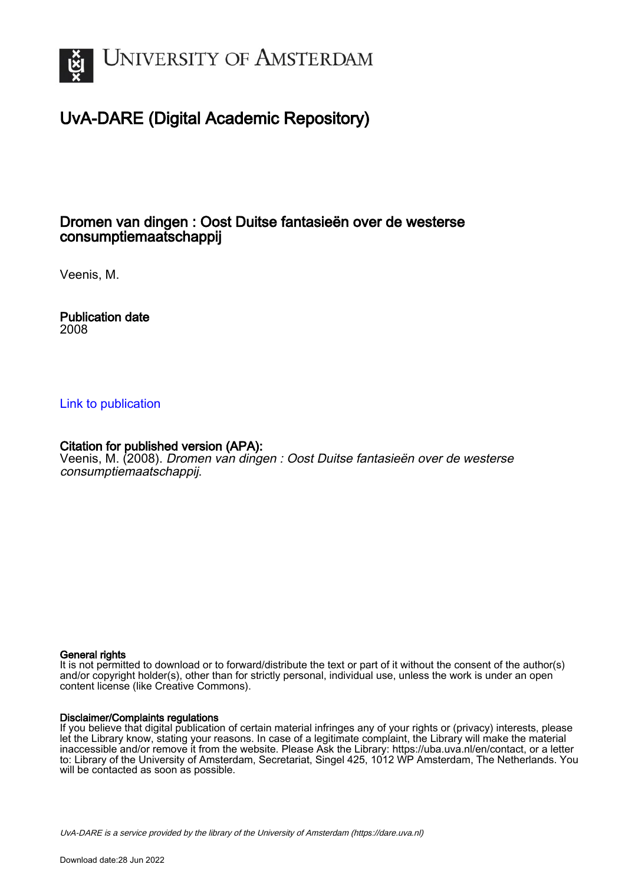# University of Amsterdam

## UvA-DARE (Digital Academic Repository)

### Dromen van dingen : Oost Duitse fantasieën over de westerse consumptiemaatschappij

Veenis, M.

**Publication date**
2008

[Link to publication](#)

**Citation for published version (APA):**
Veenis, M. (2008). *Dromen van dingen : Oost Duitse fantasieën over de westerse consumptiemaatschappij*.

**General rights**
It is not permitted to download or to forward/distribute the text or part of it without the consent of the author(s) and/or copyright holder(s), other than for strictly personal, individual use, unless the work is under an open content license (like Creative Commons).

**Disclaimer/Complaints regulations**
If you believe that digital publication of certain material infringes any of your rights or (privacy) interests, please let the Library know, stating your reasons. In case of a legitimate complaint, the Library will make the material inaccessible and/or remove it from the website. Please Ask the Library: https://uba.uva.nl/en/contact, or a letter to: Library of the University of Amsterdam, Secretariat, Singel 425, 1012 WP Amsterdam, The Netherlands. You will be contacted as soon as possible.

UvA-DARE is a service provided by the library of the University of Amsterdam (https://dare.uva.nl)

Download date:28 Jun 2022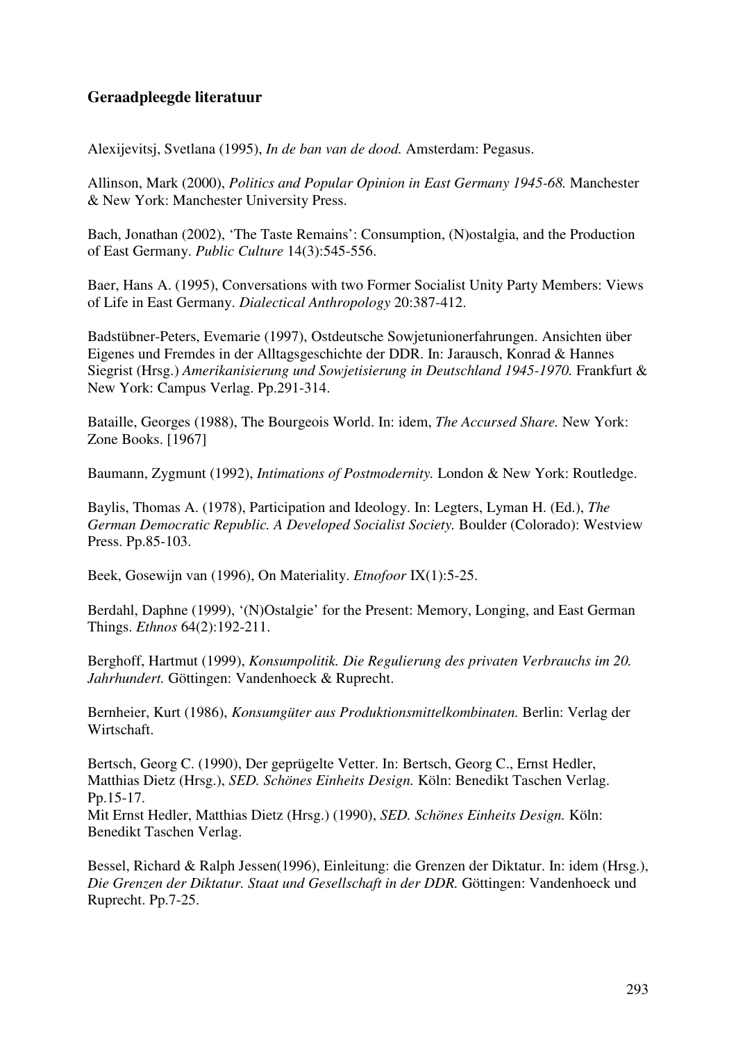## Geraadpleegde literatuur

Alexijevitsj, Svetlana (1995), *In de ban van de dood.* Amsterdam: Pegasus.

Allinson, Mark (2000), *Politics and Popular Opinion in East Germany 1945-68.* Manchester & New York: Manchester University Press.

Bach, Jonathan (2002), 'The Taste Remains': Consumption, (N)ostalgia, and the Production of East Germany. *Public Culture* 14(3):545-556.

Baer, Hans A. (1995), Conversations with two Former Socialist Unity Party Members: Views of Life in East Germany. *Dialectical Anthropology* 20:387-412.

Badstübner-Peters, Evemarie (1997), Ostdeutsche Sowjetunionerfahrungen. Ansichten über Eigenes und Fremdes in der Alltagsgeschichte der DDR. In: Jarausch, Konrad & Hannes Siegrist (Hrsg.) *Amerikanisierung und Sowjetisierung in Deutschland 1945-1970.* Frankfurt & New York: Campus Verlag. Pp.291-314.

Bataille, Georges (1988), The Bourgeois World. In: idem, *The Accursed Share.* New York: Zone Books. [1967]

Baumann, Zygmunt (1992), *Intimations of Postmodernity.* London & New York: Routledge.

Baylis, Thomas A. (1978), Participation and Ideology. In: Legters, Lyman H. (Ed.), *The German Democratic Republic. A Developed Socialist Society.* Boulder (Colorado): Westview Press. Pp.85-103.

Beek, Gosewijn van (1996), On Materiality. *Etnofoor* IX(1):5-25.

Berdahl, Daphne (1999), '(N)Ostalgie' for the Present: Memory, Longing, and East German Things. *Ethnos* 64(2):192-211.

Berghoff, Hartmut (1999), *Konsumpolitik. Die Regulierung des privaten Verbrauchs im 20. Jahrhundert.* Göttingen: Vandenhoeck & Ruprecht.

Bernheier, Kurt (1986), *Konsumgüter aus Produktionsmittelkombinaten.* Berlin: Verlag der Wirtschaft.

Bertsch, Georg C. (1990), Der geprügelte Vetter. In: Bertsch, Georg C., Ernst Hedler, Matthias Dietz (Hrsg.), *SED. Schönes Einheits Design.* Köln: Benedikt Taschen Verlag. Pp.15-17.
Mit Ernst Hedler, Matthias Dietz (Hrsg.) (1990), *SED. Schönes Einheits Design.* Köln: Benedikt Taschen Verlag.

Bessel, Richard & Ralph Jessen(1996), Einleitung: die Grenzen der Diktatur. In: idem (Hrsg.), *Die Grenzen der Diktatur. Staat und Gesellschaft in der DDR.* Göttingen: Vandenhoeck und Ruprecht. Pp.7-25.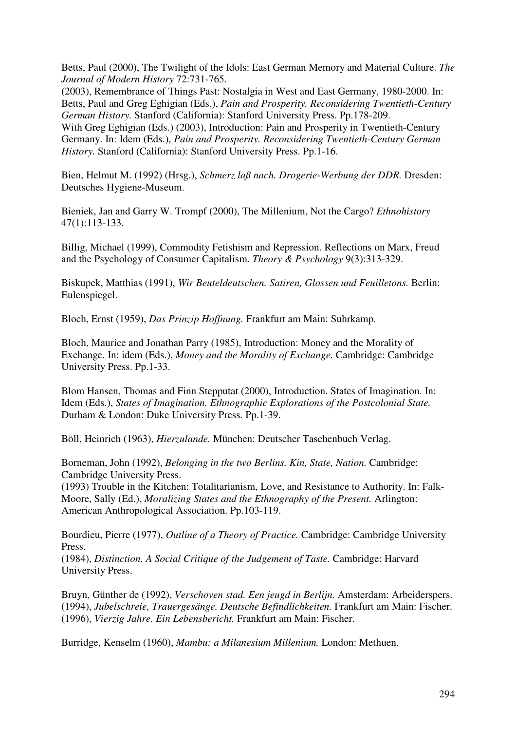Betts, Paul (2000), The Twilight of the Idols: East German Memory and Material Culture. *The Journal of Modern History* 72:731-765.
(2003), Remembrance of Things Past: Nostalgia in West and East Germany, 1980-2000. In: Betts, Paul and Greg Eghigian (Eds.), *Pain and Prosperity. Reconsidering Twentieth-Century German History.* Stanford (California): Stanford University Press. Pp.178-209.
With Greg Eghigian (Eds.) (2003), Introduction: Pain and Prosperity in Twentieth-Century Germany. In: Idem (Eds.), *Pain and Prosperity. Reconsidering Twentieth-Century German History.* Stanford (California): Stanford University Press. Pp.1-16.

Bien, Helmut M. (1992) (Hrsg.), *Schmerz laß nach. Drogerie-Werbung der DDR.* Dresden: Deutsches Hygiene-Museum.

Bieniek, Jan and Garry W. Trompf (2000), The Millenium, Not the Cargo? *Ethnohistory* 47(1):113-133.

Billig, Michael (1999), Commodity Fetishism and Repression. Reflections on Marx, Freud and the Psychology of Consumer Capitalism. *Theory & Psychology* 9(3):313-329.

Biskupek, Matthias (1991), *Wir Beuteldeutschen. Satiren, Glossen und Feuilletons.* Berlin: Eulenspiegel.

Bloch, Ernst (1959), *Das Prinzip Hoffnung.* Frankfurt am Main: Suhrkamp.

Bloch, Maurice and Jonathan Parry (1985), Introduction: Money and the Morality of Exchange. In: idem (Eds.), *Money and the Morality of Exchange.* Cambridge: Cambridge University Press. Pp.1-33.

Blom Hansen, Thomas and Finn Stepputat (2000), Introduction. States of Imagination. In: Idem (Eds.), *States of Imagination. Ethnographic Explorations of the Postcolonial State.* Durham & London: Duke University Press. Pp.1-39.

Böll, Heinrich (1963), *Hierzulande.* München: Deutscher Taschenbuch Verlag.

Borneman, John (1992), *Belonging in the two Berlins. Kin, State, Nation.* Cambridge: Cambridge University Press.
(1993) Trouble in the Kitchen: Totalitarianism, Love, and Resistance to Authority. In: Falk-Moore, Sally (Ed.), *Moralizing States and the Ethnography of the Present.* Arlington: American Anthropological Association. Pp.103-119.

Bourdieu, Pierre (1977), *Outline of a Theory of Practice.* Cambridge: Cambridge University Press.
(1984), *Distinction. A Social Critique of the Judgement of Taste.* Cambridge: Harvard University Press.

Bruyn, Günther de (1992), *Verschoven stad. Een jeugd in Berlijn.* Amsterdam: Arbeiderspers.
(1994), *Jubelschreie, Trauergesänge. Deutsche Befindlichkeiten.* Frankfurt am Main: Fischer.
(1996), *Vierzig Jahre. Ein Lebensbericht.* Frankfurt am Main: Fischer.

Burridge, Kenselm (1960), *Mambu: a Milanesium Millenium.* London: Methuen.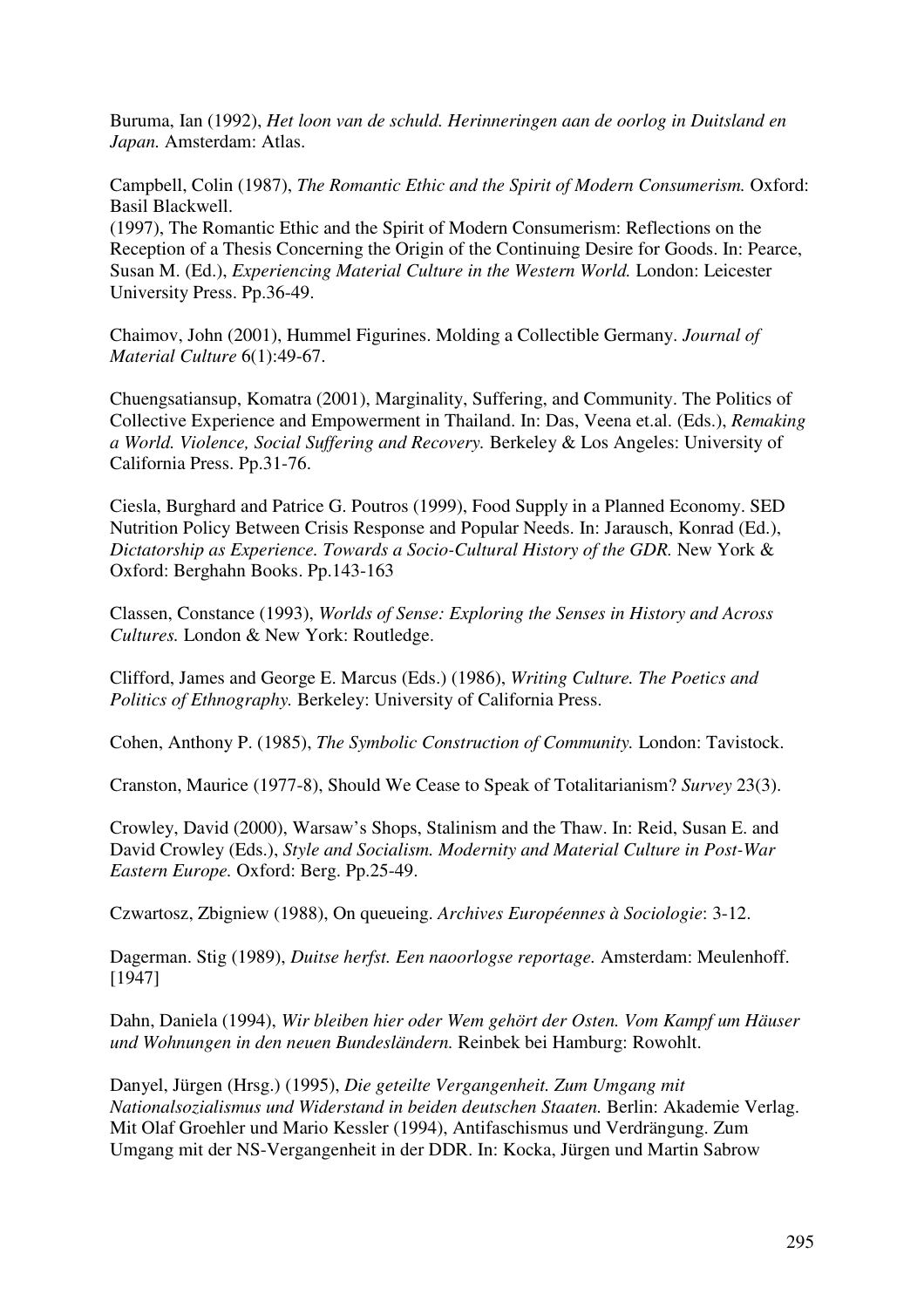Buruma, Ian (1992), *Het loon van de schuld. Herinneringen aan de oorlog in Duitsland en Japan.* Amsterdam: Atlas.

Campbell, Colin (1987), *The Romantic Ethic and the Spirit of Modern Consumerism.* Oxford: Basil Blackwell.
(1997), The Romantic Ethic and the Spirit of Modern Consumerism: Reflections on the Reception of a Thesis Concerning the Origin of the Continuing Desire for Goods. In: Pearce, Susan M. (Ed.), *Experiencing Material Culture in the Western World.* London: Leicester University Press. Pp.36-49.

Chaimov, John (2001), Hummel Figurines. Molding a Collectible Germany. *Journal of Material Culture* 6(1):49-67.

Chuengsatiansup, Komatra (2001), Marginality, Suffering, and Community. The Politics of Collective Experience and Empowerment in Thailand. In: Das, Veena et.al. (Eds.), *Remaking a World. Violence, Social Suffering and Recovery.* Berkeley & Los Angeles: University of California Press. Pp.31-76.

Ciesla, Burghard and Patrice G. Poutros (1999), Food Supply in a Planned Economy. SED Nutrition Policy Between Crisis Response and Popular Needs. In: Jarausch, Konrad (Ed.), *Dictatorship as Experience. Towards a Socio-Cultural History of the GDR.* New York & Oxford: Berghahn Books. Pp.143-163

Classen, Constance (1993), *Worlds of Sense: Exploring the Senses in History and Across Cultures.* London & New York: Routledge.

Clifford, James and George E. Marcus (Eds.) (1986), *Writing Culture. The Poetics and Politics of Ethnography.* Berkeley: University of California Press.

Cohen, Anthony P. (1985), *The Symbolic Construction of Community.* London: Tavistock.

Cranston, Maurice (1977-8), Should We Cease to Speak of Totalitarianism? *Survey* 23(3).

Crowley, David (2000), Warsaw's Shops, Stalinism and the Thaw. In: Reid, Susan E. and David Crowley (Eds.), *Style and Socialism. Modernity and Material Culture in Post-War Eastern Europe.* Oxford: Berg. Pp.25-49.

Czwartosz, Zbigniew (1988), On queueing. *Archives Européennes à Sociologie*: 3-12.

Dagerman. Stig (1989), *Duitse herfst. Een naoorlogse reportage.* Amsterdam: Meulenhoff. [1947]

Dahn, Daniela (1994), *Wir bleiben hier oder Wem gehört der Osten. Vom Kampf um Häuser und Wohnungen in den neuen Bundesländern.* Reinbek bei Hamburg: Rowohlt.

Danyel, Jürgen (Hrsg.) (1995), *Die geteilte Vergangenheit. Zum Umgang mit Nationalsozialismus und Widerstand in beiden deutschen Staaten.* Berlin: Akademie Verlag.
Mit Olaf Groehler und Mario Kessler (1994), Antifaschismus und Verdrängung. Zum Umgang mit der NS-Vergangenheit in der DDR. In: Kocka, Jürgen und Martin Sabrow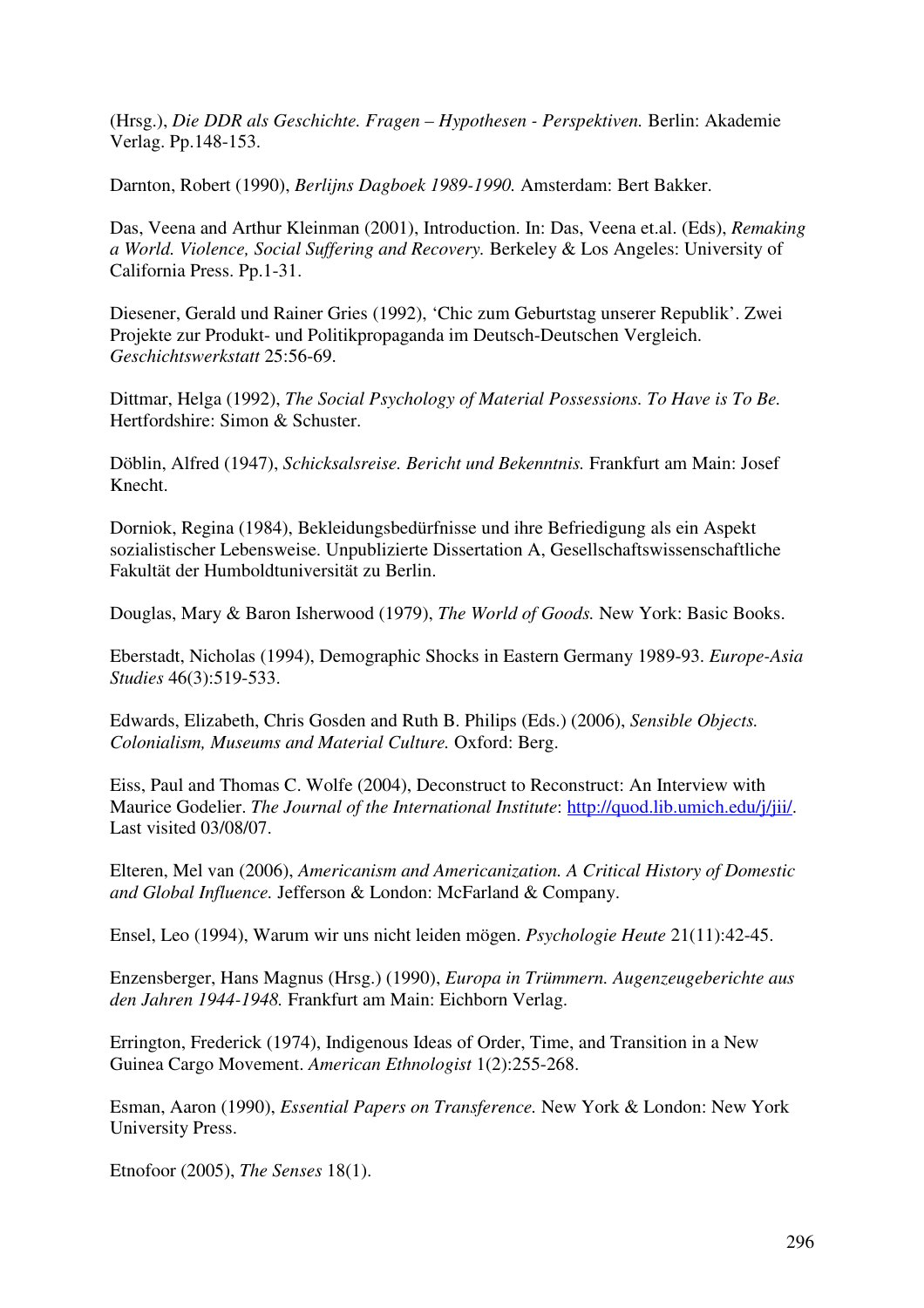(Hrsg.), *Die DDR als Geschichte. Fragen – Hypothesen - Perspektiven.* Berlin: Akademie Verlag. Pp.148-153.

Darnton, Robert (1990), *Berlijns Dagboek 1989-1990.* Amsterdam: Bert Bakker.

Das, Veena and Arthur Kleinman (2001), Introduction. In: Das, Veena et.al. (Eds), *Remaking a World. Violence, Social Suffering and Recovery.* Berkeley & Los Angeles: University of California Press. Pp.1-31.

Diesener, Gerald und Rainer Gries (1992), 'Chic zum Geburtstag unserer Republik'. Zwei Projekte zur Produkt- und Politikpropaganda im Deutsch-Deutschen Vergleich. *Geschichtswerkstatt* 25:56-69.

Dittmar, Helga (1992), *The Social Psychology of Material Possessions. To Have is To Be.* Hertfordshire: Simon & Schuster.

Döblin, Alfred (1947), *Schicksalsreise. Bericht und Bekenntnis.* Frankfurt am Main: Josef Knecht.

Dorniok, Regina (1984), Bekleidungsbedürfnisse und ihre Befriedigung als ein Aspekt sozialistischer Lebensweise. Unpublizierte Dissertation A, Gesellschaftswissenschaftliche Fakultät der Humboldtuniversität zu Berlin.

Douglas, Mary & Baron Isherwood (1979), *The World of Goods.* New York: Basic Books.

Eberstadt, Nicholas (1994), Demographic Shocks in Eastern Germany 1989-93. *Europe-Asia Studies* 46(3):519-533.

Edwards, Elizabeth, Chris Gosden and Ruth B. Philips (Eds.) (2006), *Sensible Objects. Colonialism, Museums and Material Culture.* Oxford: Berg.

Eiss, Paul and Thomas C. Wolfe (2004), Deconstruct to Reconstruct: An Interview with Maurice Godelier. *The Journal of the International Institute*: http://quod.lib.umich.edu/j/jii/. Last visited 03/08/07.

Elteren, Mel van (2006), *Americanism and Americanization. A Critical History of Domestic and Global Influence.* Jefferson & London: McFarland & Company.

Ensel, Leo (1994), Warum wir uns nicht leiden mögen. *Psychologie Heute* 21(11):42-45.

Enzensberger, Hans Magnus (Hrsg.) (1990), *Europa in Trümmern. Augenzeugeberichte aus den Jahren 1944-1948.* Frankfurt am Main: Eichborn Verlag.

Errington, Frederick (1974), Indigenous Ideas of Order, Time, and Transition in a New Guinea Cargo Movement. *American Ethnologist* 1(2):255-268.

Esman, Aaron (1990), *Essential Papers on Transference.* New York & London: New York University Press.

Etnofoor (2005), *The Senses* 18(1).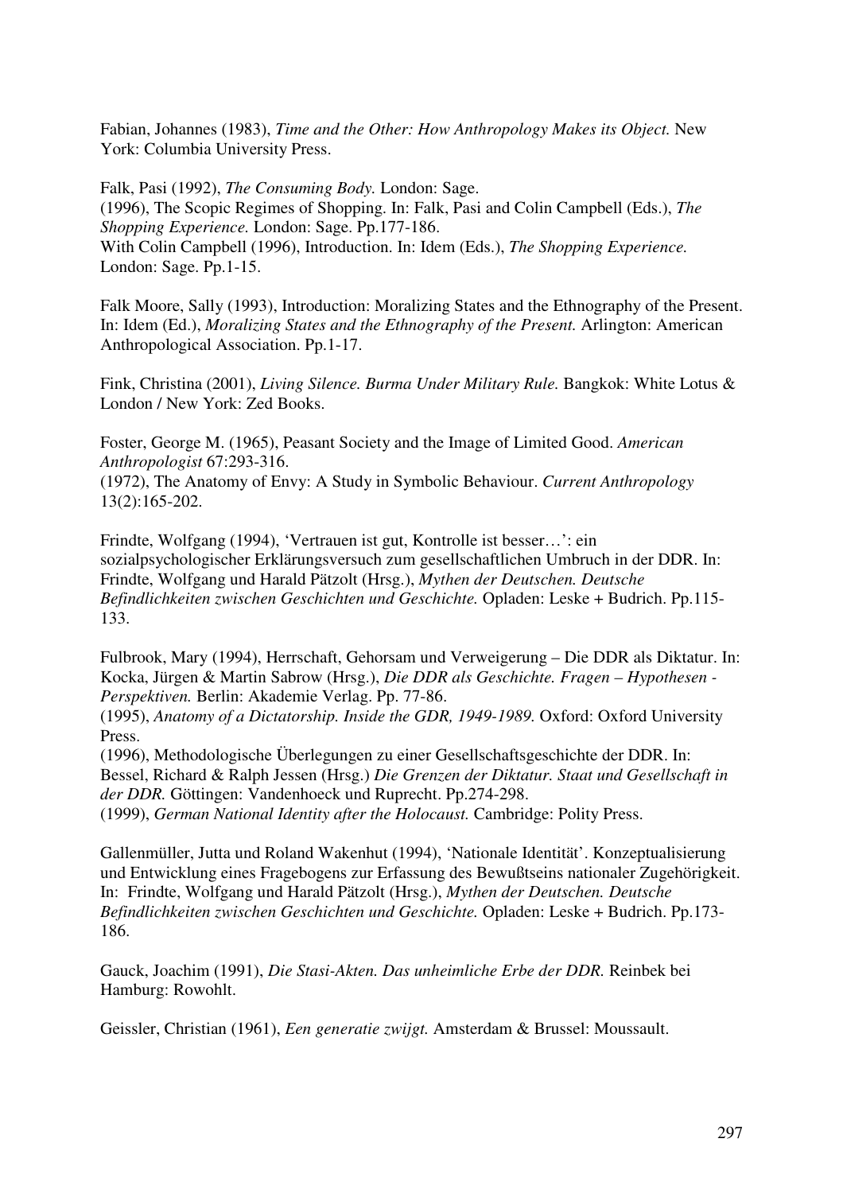Fabian, Johannes (1983), *Time and the Other: How Anthropology Makes its Object.* New York: Columbia University Press.

Falk, Pasi (1992), *The Consuming Body.* London: Sage.
(1996), The Scopic Regimes of Shopping. In: Falk, Pasi and Colin Campbell (Eds.), *The Shopping Experience.* London: Sage. Pp.177-186.
With Colin Campbell (1996), Introduction. In: Idem (Eds.), *The Shopping Experience.* London: Sage. Pp.1-15.

Falk Moore, Sally (1993), Introduction: Moralizing States and the Ethnography of the Present. In: Idem (Ed.), *Moralizing States and the Ethnography of the Present.* Arlington: American Anthropological Association. Pp.1-17.

Fink, Christina (2001), *Living Silence. Burma Under Military Rule.* Bangkok: White Lotus & London / New York: Zed Books.

Foster, George M. (1965), Peasant Society and the Image of Limited Good. *American Anthropologist* 67:293-316.
(1972), The Anatomy of Envy: A Study in Symbolic Behaviour. *Current Anthropology* 13(2):165-202.

Frindte, Wolfgang (1994), 'Vertrauen ist gut, Kontrolle ist besser…': ein sozialpsychologischer Erklärungsversuch zum gesellschaftlichen Umbruch in der DDR. In: Frindte, Wolfgang und Harald Pätzolt (Hrsg.), *Mythen der Deutschen. Deutsche Befindlichkeiten zwischen Geschichten und Geschichte.* Opladen: Leske + Budrich. Pp.115-133.

Fulbrook, Mary (1994), Herrschaft, Gehorsam und Verweigerung – Die DDR als Diktatur. In: Kocka, Jürgen & Martin Sabrow (Hrsg.), *Die DDR als Geschichte. Fragen – Hypothesen - Perspektiven.* Berlin: Akademie Verlag. Pp. 77-86.
(1995), *Anatomy of a Dictatorship. Inside the GDR, 1949-1989.* Oxford: Oxford University Press.
(1996), Methodologische Überlegungen zu einer Gesellschaftsgeschichte der DDR. In: Bessel, Richard & Ralph Jessen (Hrsg.) *Die Grenzen der Diktatur. Staat und Gesellschaft in der DDR.* Göttingen: Vandenhoeck und Ruprecht. Pp.274-298.
(1999), *German National Identity after the Holocaust.* Cambridge: Polity Press.

Gallenmüller, Jutta und Roland Wakenhut (1994), 'Nationale Identität'. Konzeptualisierung und Entwicklung eines Fragebogens zur Erfassung des Bewußtseins nationaler Zugehörigkeit. In: Frindte, Wolfgang und Harald Pätzolt (Hrsg.), *Mythen der Deutschen. Deutsche Befindlichkeiten zwischen Geschichten und Geschichte.* Opladen: Leske + Budrich. Pp.173-186.

Gauck, Joachim (1991), *Die Stasi-Akten. Das unheimliche Erbe der DDR.* Reinbek bei Hamburg: Rowohlt.

Geissler, Christian (1961), *Een generatie zwijgt.* Amsterdam & Brussel: Moussault.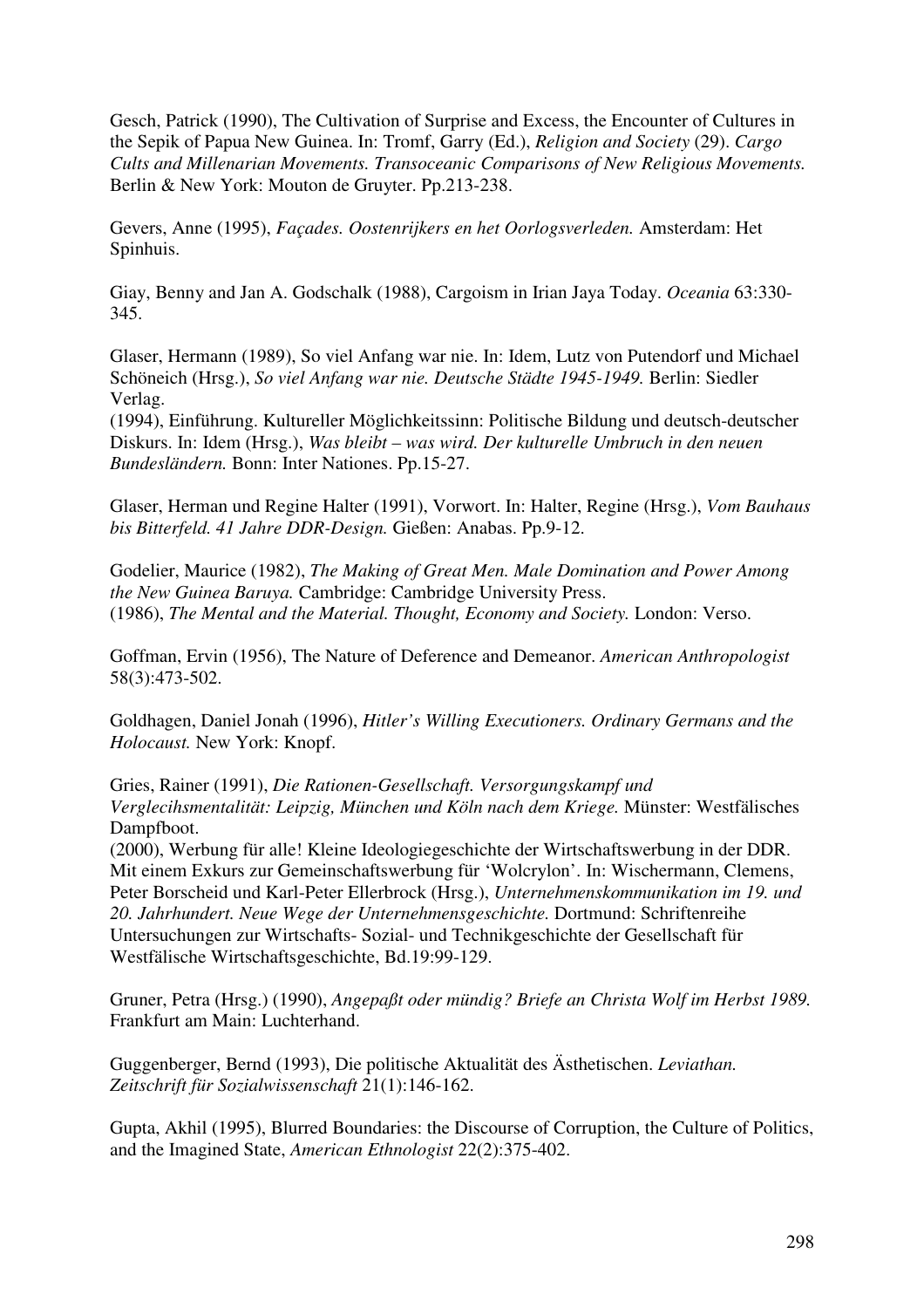Gesch, Patrick (1990), The Cultivation of Surprise and Excess, the Encounter of Cultures in the Sepik of Papua New Guinea. In: Tromf, Garry (Ed.), *Religion and Society* (29). *Cargo Cults and Millenarian Movements. Transoceanic Comparisons of New Religious Movements.* Berlin & New York: Mouton de Gruyter. Pp.213-238.

Gevers, Anne (1995), *Façades. Oostenrijkers en het Oorlogsverleden.* Amsterdam: Het Spinhuis.

Giay, Benny and Jan A. Godschalk (1988), Cargoism in Irian Jaya Today. *Oceania* 63:330-345.

Glaser, Hermann (1989), So viel Anfang war nie. In: Idem, Lutz von Putendorf und Michael Schöneich (Hrsg.), *So viel Anfang war nie. Deutsche Städte 1945-1949.* Berlin: Siedler Verlag.
(1994), Einführung. Kultureller Möglichkeitssinn: Politische Bildung und deutsch-deutscher Diskurs. In: Idem (Hrsg.), *Was bleibt – was wird. Der kulturelle Umbruch in den neuen Bundesländern.* Bonn: Inter Nationes. Pp.15-27.

Glaser, Herman und Regine Halter (1991), Vorwort. In: Halter, Regine (Hrsg.), *Vom Bauhaus bis Bitterfeld. 41 Jahre DDR-Design.* Gießen: Anabas. Pp.9-12.

Godelier, Maurice (1982), *The Making of Great Men. Male Domination and Power Among the New Guinea Baruya.* Cambridge: Cambridge University Press.
(1986), *The Mental and the Material. Thought, Economy and Society.* London: Verso.

Goffman, Ervin (1956), The Nature of Deference and Demeanor. *American Anthropologist* 58(3):473-502.

Goldhagen, Daniel Jonah (1996), *Hitler's Willing Executioners. Ordinary Germans and the Holocaust.* New York: Knopf.

Gries, Rainer (1991), *Die Rationen-Gesellschaft. Versorgungskampf und Verglecihsmentalität: Leipzig, München und Köln nach dem Kriege.* Münster: Westfälisches Dampfboot.
(2000), Werbung für alle! Kleine Ideologiegeschichte der Wirtschaftswerbung in der DDR. Mit einem Exkurs zur Gemeinschaftswerbung für 'Wolcrylon'. In: Wischermann, Clemens, Peter Borscheid und Karl-Peter Ellerbrock (Hrsg.), *Unternehmenskommunikation im 19. und 20. Jahrhundert. Neue Wege der Unternehmensgeschichte.* Dortmund: Schriftenreihe Untersuchungen zur Wirtschafts- Sozial- und Technikgeschichte der Gesellschaft für Westfälische Wirtschaftsgeschichte, Bd.19:99-129.

Gruner, Petra (Hrsg.) (1990), *Angepaßt oder mündig? Briefe an Christa Wolf im Herbst 1989.* Frankfurt am Main: Luchterhand.

Guggenberger, Bernd (1993), Die politische Aktualität des Ästhetischen. *Leviathan. Zeitschrift für Sozialwissenschaft* 21(1):146-162.

Gupta, Akhil (1995), Blurred Boundaries: the Discourse of Corruption, the Culture of Politics, and the Imagined State, *American Ethnologist* 22(2):375-402.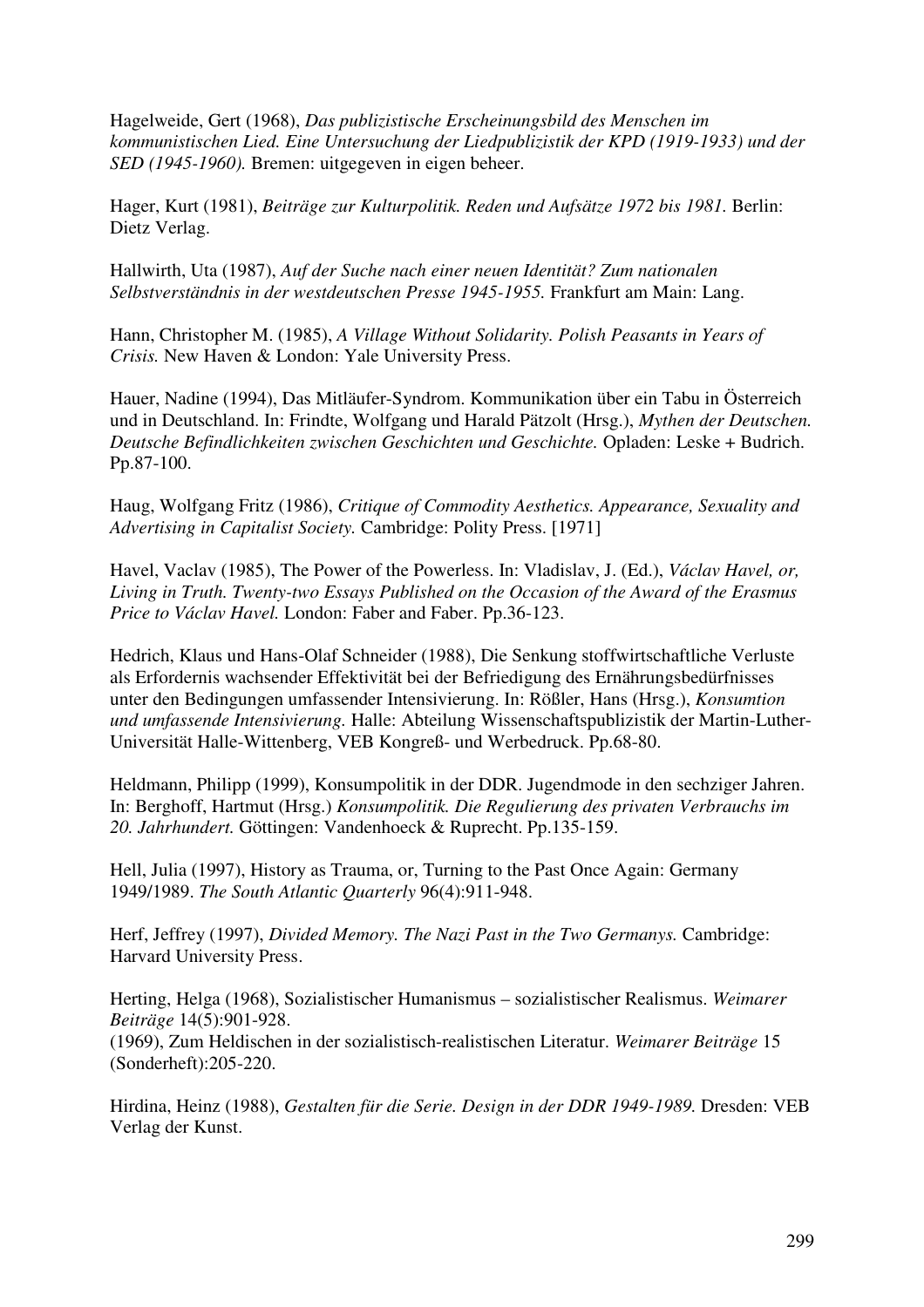Hagelweide, Gert (1968), *Das publizistische Erscheinungsbild des Menschen im kommunistischen Lied. Eine Untersuchung der Liedpublizistik der KPD (1919-1933) und der SED (1945-1960).* Bremen: uitgegeven in eigen beheer.

Hager, Kurt (1981), *Beiträge zur Kulturpolitik. Reden und Aufsätze 1972 bis 1981.* Berlin: Dietz Verlag.

Hallwirth, Uta (1987), *Auf der Suche nach einer neuen Identität? Zum nationalen Selbstverständnis in der westdeutschen Presse 1945-1955.* Frankfurt am Main: Lang.

Hann, Christopher M. (1985), *A Village Without Solidarity. Polish Peasants in Years of Crisis.* New Haven & London: Yale University Press.

Hauer, Nadine (1994), Das Mitläufer-Syndrom. Kommunikation über ein Tabu in Österreich und in Deutschland. In: Frindte, Wolfgang und Harald Pätzolt (Hrsg.), *Mythen der Deutschen. Deutsche Befindlichkeiten zwischen Geschichten und Geschichte.* Opladen: Leske + Budrich. Pp.87-100.

Haug, Wolfgang Fritz (1986), *Critique of Commodity Aesthetics. Appearance, Sexuality and Advertising in Capitalist Society.* Cambridge: Polity Press. [1971]

Havel, Vaclav (1985), The Power of the Powerless. In: Vladislav, J. (Ed.), *Václav Havel, or, Living in Truth. Twenty-two Essays Published on the Occasion of the Award of the Erasmus Price to Václav Havel.* London: Faber and Faber. Pp.36-123.

Hedrich, Klaus und Hans-Olaf Schneider (1988), Die Senkung stoffwirtschaftliche Verluste als Erfordernis wachsender Effektivität bei der Befriedigung des Ernährungsbedürfnisses unter den Bedingungen umfassender Intensivierung. In: Rößler, Hans (Hrsg.), *Konsumtion und umfassende Intensivierung.* Halle: Abteilung Wissenschaftspublizistik der Martin-Luther-Universität Halle-Wittenberg, VEB Kongreß- und Werbedruck. Pp.68-80.

Heldmann, Philipp (1999), Konsumpolitik in der DDR. Jugendmode in den sechziger Jahren. In: Berghoff, Hartmut (Hrsg.) *Konsumpolitik. Die Regulierung des privaten Verbrauchs im 20. Jahrhundert.* Göttingen: Vandenhoeck & Ruprecht. Pp.135-159.

Hell, Julia (1997), History as Trauma, or, Turning to the Past Once Again: Germany 1949/1989. *The South Atlantic Quarterly* 96(4):911-948.

Herf, Jeffrey (1997), *Divided Memory. The Nazi Past in the Two Germanys.* Cambridge: Harvard University Press.

Herting, Helga (1968), Sozialistischer Humanismus – sozialistischer Realismus. *Weimarer Beiträge* 14(5):901-928.
(1969), Zum Heldischen in der sozialistisch-realistischen Literatur. *Weimarer Beiträge* 15 (Sonderheft):205-220.

Hirdina, Heinz (1988), *Gestalten für die Serie. Design in der DDR 1949-1989.* Dresden: VEB Verlag der Kunst.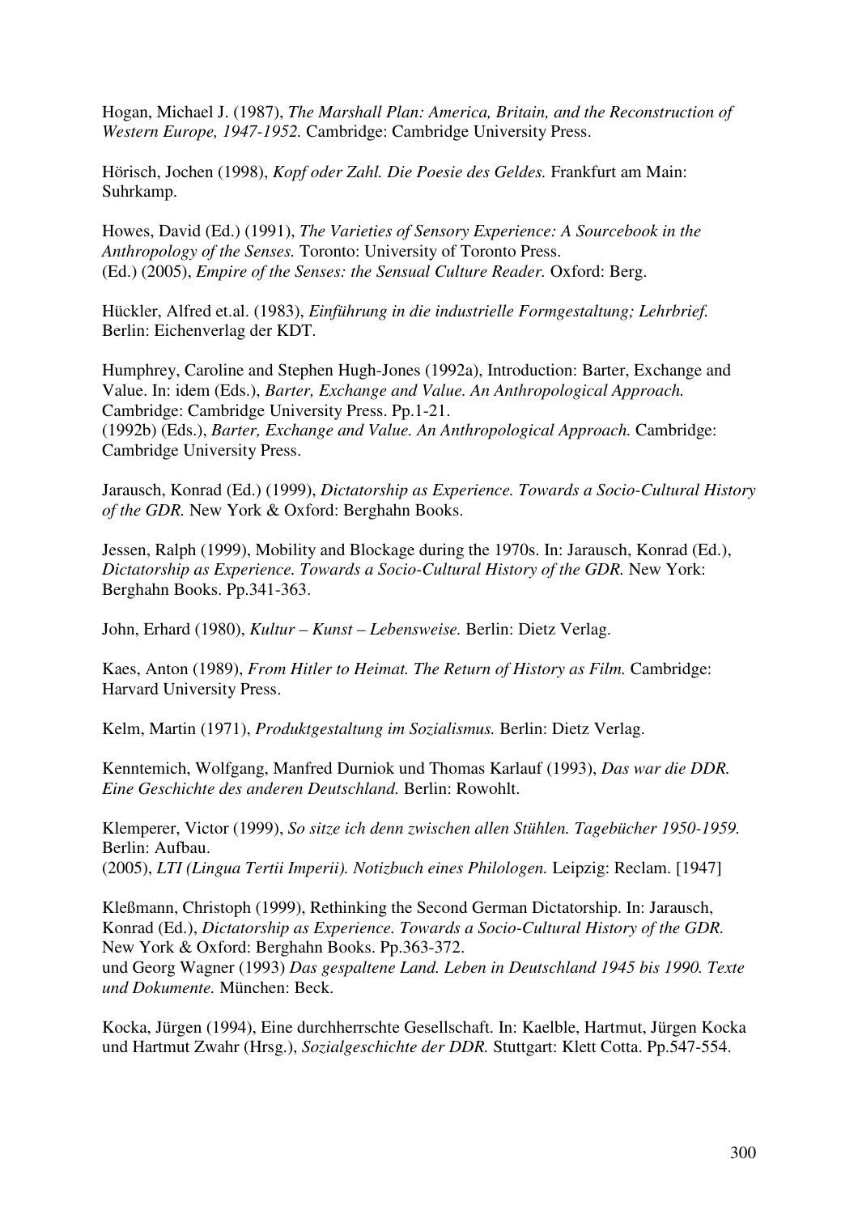Hogan, Michael J. (1987), *The Marshall Plan: America, Britain, and the Reconstruction of Western Europe, 1947-1952.* Cambridge: Cambridge University Press.

Hörisch, Jochen (1998), *Kopf oder Zahl. Die Poesie des Geldes.* Frankfurt am Main: Suhrkamp.

Howes, David (Ed.) (1991), *The Varieties of Sensory Experience: A Sourcebook in the Anthropology of the Senses.* Toronto: University of Toronto Press.
(Ed.) (2005), *Empire of the Senses: the Sensual Culture Reader.* Oxford: Berg.

Hückler, Alfred et.al. (1983), *Einführung in die industrielle Formgestaltung; Lehrbrief.* Berlin: Eichenverlag der KDT.

Humphrey, Caroline and Stephen Hugh-Jones (1992a), Introduction: Barter, Exchange and Value. In: idem (Eds.), *Barter, Exchange and Value. An Anthropological Approach.* Cambridge: Cambridge University Press. Pp.1-21.
(1992b) (Eds.), *Barter, Exchange and Value. An Anthropological Approach.* Cambridge: Cambridge University Press.

Jarausch, Konrad (Ed.) (1999), *Dictatorship as Experience. Towards a Socio-Cultural History of the GDR.* New York & Oxford: Berghahn Books.

Jessen, Ralph (1999), Mobility and Blockage during the 1970s. In: Jarausch, Konrad (Ed.), *Dictatorship as Experience. Towards a Socio-Cultural History of the GDR.* New York: Berghahn Books. Pp.341-363.

John, Erhard (1980), *Kultur – Kunst – Lebensweise.* Berlin: Dietz Verlag.

Kaes, Anton (1989), *From Hitler to Heimat. The Return of History as Film.* Cambridge: Harvard University Press.

Kelm, Martin (1971), *Produktgestaltung im Sozialismus.* Berlin: Dietz Verlag.

Kenntemich, Wolfgang, Manfred Durniok und Thomas Karlauf (1993), *Das war die DDR. Eine Geschichte des anderen Deutschland.* Berlin: Rowohlt.

Klemperer, Victor (1999), *So sitze ich denn zwischen allen Stühlen. Tagebücher 1950-1959.* Berlin: Aufbau.
(2005), *LTI (Lingua Tertii Imperii). Notizbuch eines Philologen.* Leipzig: Reclam. [1947]

Kleßmann, Christoph (1999), Rethinking the Second German Dictatorship. In: Jarausch, Konrad (Ed.), *Dictatorship as Experience. Towards a Socio-Cultural History of the GDR.* New York & Oxford: Berghahn Books. Pp.363-372.
und Georg Wagner (1993) *Das gespaltene Land. Leben in Deutschland 1945 bis 1990. Texte und Dokumente.* München: Beck.

Kocka, Jürgen (1994), Eine durchherrschte Gesellschaft. In: Kaelble, Hartmut, Jürgen Kocka und Hartmut Zwahr (Hrsg.), *Sozialgeschichte der DDR.* Stuttgart: Klett Cotta. Pp.547-554.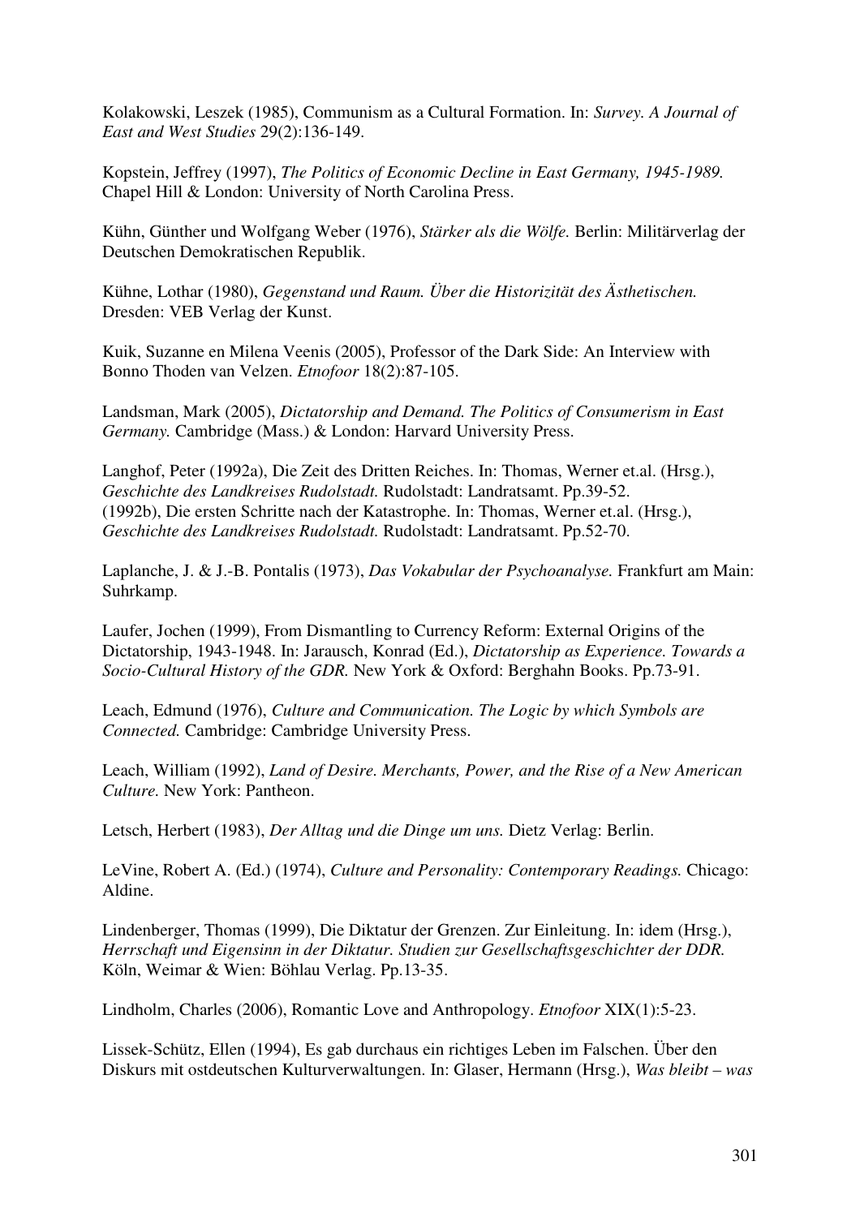Kolakowski, Leszek (1985), Communism as a Cultural Formation. In: *Survey. A Journal of East and West Studies* 29(2):136-149.

Kopstein, Jeffrey (1997), *The Politics of Economic Decline in East Germany, 1945-1989.* Chapel Hill & London: University of North Carolina Press.

Kühn, Günther und Wolfgang Weber (1976), *Stärker als die Wölfe.* Berlin: Militärverlag der Deutschen Demokratischen Republik.

Kühne, Lothar (1980), *Gegenstand und Raum. Über die Historizität des Ästhetischen.* Dresden: VEB Verlag der Kunst.

Kuik, Suzanne en Milena Veenis (2005), Professor of the Dark Side: An Interview with Bonno Thoden van Velzen. *Etnofoor* 18(2):87-105.

Landsman, Mark (2005), *Dictatorship and Demand. The Politics of Consumerism in East Germany.* Cambridge (Mass.) & London: Harvard University Press.

Langhof, Peter (1992a), Die Zeit des Dritten Reiches. In: Thomas, Werner et.al. (Hrsg.), *Geschichte des Landkreises Rudolstadt.* Rudolstadt: Landratsamt. Pp.39-52.
(1992b), Die ersten Schritte nach der Katastrophe. In: Thomas, Werner et.al. (Hrsg.), *Geschichte des Landkreises Rudolstadt.* Rudolstadt: Landratsamt. Pp.52-70.

Laplanche, J. & J.-B. Pontalis (1973), *Das Vokabular der Psychoanalyse.* Frankfurt am Main: Suhrkamp.

Laufer, Jochen (1999), From Dismantling to Currency Reform: External Origins of the Dictatorship, 1943-1948. In: Jarausch, Konrad (Ed.), *Dictatorship as Experience. Towards a Socio-Cultural History of the GDR.* New York & Oxford: Berghahn Books. Pp.73-91.

Leach, Edmund (1976), *Culture and Communication. The Logic by which Symbols are Connected.* Cambridge: Cambridge University Press.

Leach, William (1992), *Land of Desire. Merchants, Power, and the Rise of a New American Culture.* New York: Pantheon.

Letsch, Herbert (1983), *Der Alltag und die Dinge um uns.* Dietz Verlag: Berlin.

LeVine, Robert A. (Ed.) (1974), *Culture and Personality: Contemporary Readings.* Chicago: Aldine.

Lindenberger, Thomas (1999), Die Diktatur der Grenzen. Zur Einleitung. In: idem (Hrsg.), *Herrschaft und Eigensinn in der Diktatur. Studien zur Gesellschaftsgeschichter der DDR.* Köln, Weimar & Wien: Böhlau Verlag. Pp.13-35.

Lindholm, Charles (2006), Romantic Love and Anthropology. *Etnofoor* XIX(1):5-23.

Lissek-Schütz, Ellen (1994), Es gab durchaus ein richtiges Leben im Falschen. Über den Diskurs mit ostdeutschen Kulturverwaltungen. In: Glaser, Hermann (Hrsg.), *Was bleibt – was*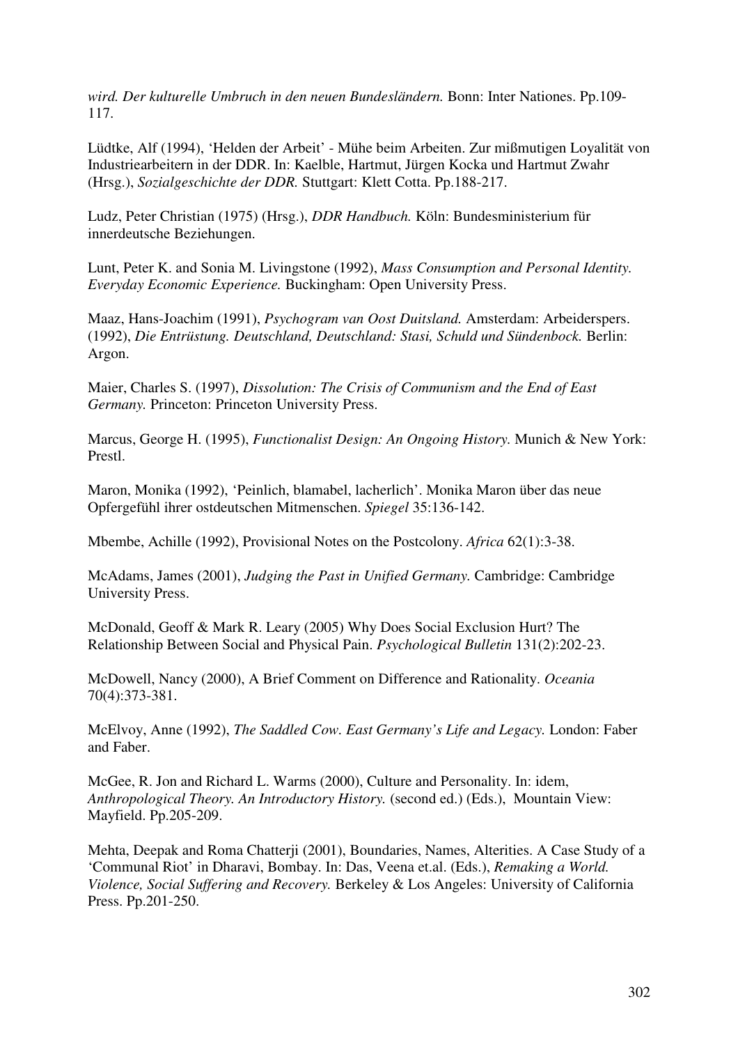*wird. Der kulturelle Umbruch in den neuen Bundesländern.* Bonn: Inter Nationes. Pp.109-117.

Lüdtke, Alf (1994), 'Helden der Arbeit' - Mühe beim Arbeiten. Zur mißmutigen Loyalität von Industriearbeitern in der DDR. In: Kaelble, Hartmut, Jürgen Kocka und Hartmut Zwahr (Hrsg.), *Sozialgeschichte der DDR.* Stuttgart: Klett Cotta. Pp.188-217.

Ludz, Peter Christian (1975) (Hrsg.), *DDR Handbuch.* Köln: Bundesministerium für innerdeutsche Beziehungen.

Lunt, Peter K. and Sonia M. Livingstone (1992), *Mass Consumption and Personal Identity. Everyday Economic Experience.* Buckingham: Open University Press.

Maaz, Hans-Joachim (1991), *Psychogram van Oost Duitsland.* Amsterdam: Arbeiderspers. (1992), *Die Entrüstung. Deutschland, Deutschland: Stasi, Schuld und Sündenbock.* Berlin: Argon.

Maier, Charles S. (1997), *Dissolution: The Crisis of Communism and the End of East Germany.* Princeton: Princeton University Press.

Marcus, George H. (1995), *Functionalist Design: An Ongoing History.* Munich & New York: Prestl.

Maron, Monika (1992), 'Peinlich, blamabel, lacherlich'. Monika Maron über das neue Opfergefühl ihrer ostdeutschen Mitmenschen. *Spiegel* 35:136-142.

Mbembe, Achille (1992), Provisional Notes on the Postcolony. *Africa* 62(1):3-38.

McAdams, James (2001), *Judging the Past in Unified Germany.* Cambridge: Cambridge University Press.

McDonald, Geoff & Mark R. Leary (2005) Why Does Social Exclusion Hurt? The Relationship Between Social and Physical Pain. *Psychological Bulletin* 131(2):202-23.

McDowell, Nancy (2000), A Brief Comment on Difference and Rationality. *Oceania* 70(4):373-381.

McElvoy, Anne (1992), *The Saddled Cow. East Germany's Life and Legacy.* London: Faber and Faber.

McGee, R. Jon and Richard L. Warms (2000), Culture and Personality. In: idem, *Anthropological Theory. An Introductory History.* (second ed.) (Eds.), Mountain View: Mayfield. Pp.205-209.

Mehta, Deepak and Roma Chatterji (2001), Boundaries, Names, Alterities. A Case Study of a 'Communal Riot' in Dharavi, Bombay. In: Das, Veena et.al. (Eds.), *Remaking a World. Violence, Social Suffering and Recovery.* Berkeley & Los Angeles: University of California Press. Pp.201-250.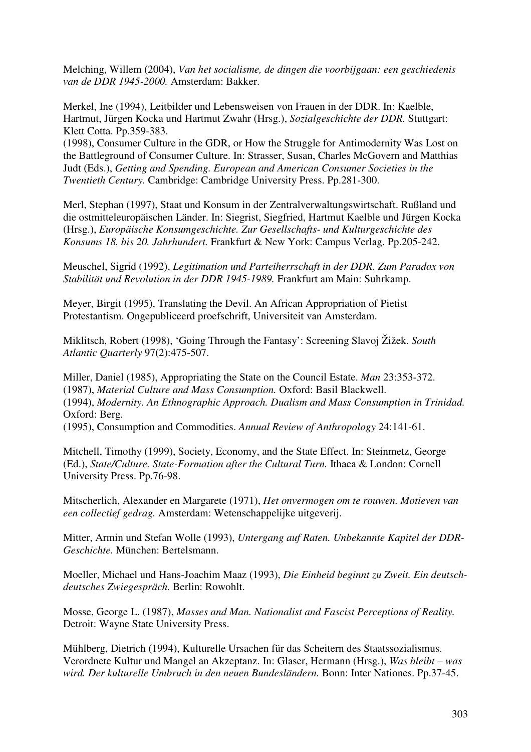Melching, Willem (2004), *Van het socialisme, de dingen die voorbijgaan: een geschiedenis van de DDR 1945-2000.* Amsterdam: Bakker.

Merkel, Ine (1994), Leitbilder und Lebensweisen von Frauen in der DDR. In: Kaelble, Hartmut, Jürgen Kocka und Hartmut Zwahr (Hrsg.), *Sozialgeschichte der DDR.* Stuttgart: Klett Cotta. Pp.359-383.
(1998), Consumer Culture in the GDR, or How the Struggle for Antimodernity Was Lost on the Battleground of Consumer Culture. In: Strasser, Susan, Charles McGovern and Matthias Judt (Eds.), *Getting and Spending. European and American Consumer Societies in the Twentieth Century.* Cambridge: Cambridge University Press. Pp.281-300.

Merl, Stephan (1997), Staat und Konsum in der Zentralverwaltungswirtschaft. Rußland und die ostmitteleuropäischen Länder. In: Siegrist, Siegfried, Hartmut Kaelble und Jürgen Kocka (Hrsg.), *Europäische Konsumgeschichte. Zur Gesellschafts- und Kulturgeschichte des Konsums 18. bis 20. Jahrhundert.* Frankfurt & New York: Campus Verlag. Pp.205-242.

Meuschel, Sigrid (1992), *Legitimation und Parteiherrschaft in der DDR. Zum Paradox von Stabilität und Revolution in der DDR 1945-1989.* Frankfurt am Main: Suhrkamp.

Meyer, Birgit (1995), Translating the Devil. An African Appropriation of Pietist Protestantism. Ongepubliceerd proefschrift, Universiteit van Amsterdam.

Miklitsch, Robert (1998), 'Going Through the Fantasy': Screening Slavoj Žižek. *South Atlantic Quarterly* 97(2):475-507.

Miller, Daniel (1985), Appropriating the State on the Council Estate. *Man* 23:353-372.
(1987), *Material Culture and Mass Consumption.* Oxford: Basil Blackwell.
(1994), *Modernity. An Ethnographic Approach. Dualism and Mass Consumption in Trinidad.* Oxford: Berg.
(1995), Consumption and Commodities. *Annual Review of Anthropology* 24:141-61.

Mitchell, Timothy (1999), Society, Economy, and the State Effect. In: Steinmetz, George (Ed.), *State/Culture. State-Formation after the Cultural Turn.* Ithaca & London: Cornell University Press. Pp.76-98.

Mitscherlich, Alexander en Margarete (1971), *Het onvermogen om te rouwen. Motieven van een collectief gedrag.* Amsterdam: Wetenschappelijke uitgeverij.

Mitter, Armin und Stefan Wolle (1993), *Untergang auf Raten. Unbekannte Kapitel der DDR-Geschichte.* München: Bertelsmann.

Moeller, Michael und Hans-Joachim Maaz (1993), *Die Einheid beginnt zu Zweit. Ein deutsch-deutsches Zwiegespräch.* Berlin: Rowohlt.

Mosse, George L. (1987), *Masses and Man. Nationalist and Fascist Perceptions of Reality.* Detroit: Wayne State University Press.

Mühlberg, Dietrich (1994), Kulturelle Ursachen für das Scheitern des Staatssozialismus. Verordnete Kultur und Mangel an Akzeptanz. In: Glaser, Hermann (Hrsg.), *Was bleibt – was wird. Der kulturelle Umbruch in den neuen Bundesländern.* Bonn: Inter Nationes. Pp.37-45.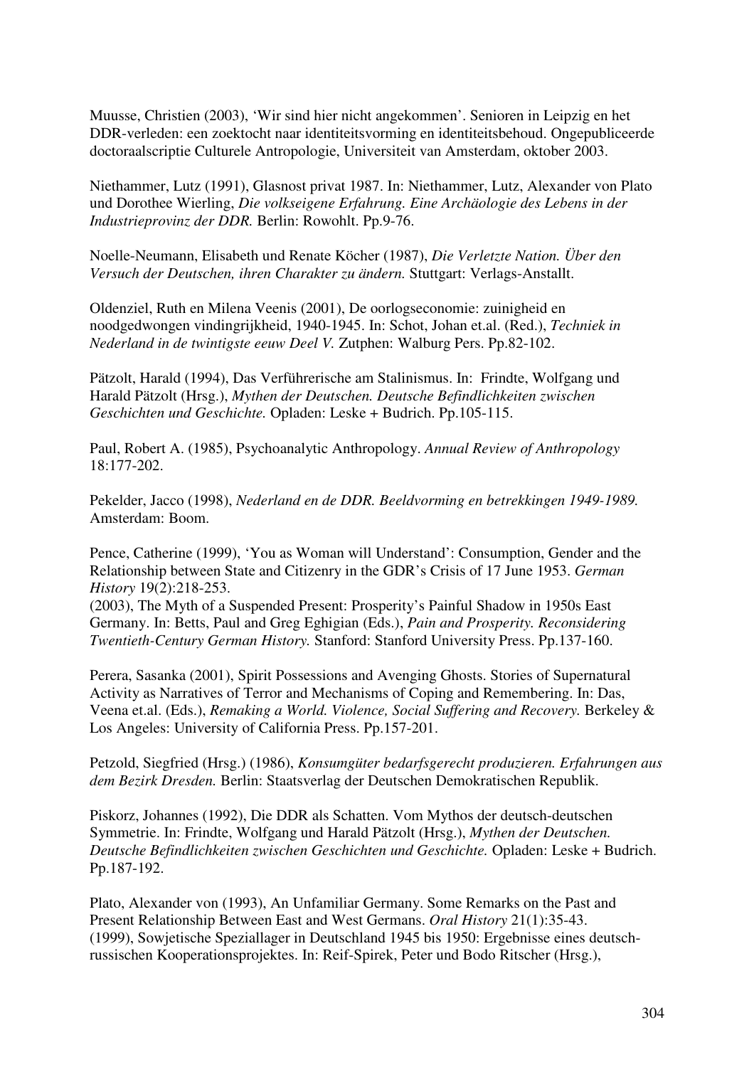Muusse, Christien (2003), 'Wir sind hier nicht angekommen'. Senioren in Leipzig en het DDR-verleden: een zoektocht naar identiteitsvorming en identiteitsbehoud. Ongepubliceerde doctoraalscriptie Culturele Antropologie, Universiteit van Amsterdam, oktober 2003.

Niethammer, Lutz (1991), Glasnost privat 1987. In: Niethammer, Lutz, Alexander von Plato und Dorothee Wierling, *Die volkseigene Erfahrung. Eine Archäologie des Lebens in der Industrieprovinz der DDR.* Berlin: Rowohlt. Pp.9-76.

Noelle-Neumann, Elisabeth und Renate Köcher (1987), *Die Verletzte Nation. Über den Versuch der Deutschen, ihren Charakter zu ändern.* Stuttgart: Verlags-Anstallt.

Oldenziel, Ruth en Milena Veenis (2001), De oorlogseconomie: zuinigheid en noodgedwongen vindingrijkheid, 1940-1945. In: Schot, Johan et.al. (Red.), *Techniek in Nederland in de twintigste eeuw Deel V.* Zutphen: Walburg Pers. Pp.82-102.

Pätzolt, Harald (1994), Das Verführerische am Stalinismus. In: Frindte, Wolfgang und Harald Pätzolt (Hrsg.), *Mythen der Deutschen. Deutsche Befindlichkeiten zwischen Geschichten und Geschichte.* Opladen: Leske + Budrich. Pp.105-115.

Paul, Robert A. (1985), Psychoanalytic Anthropology. *Annual Review of Anthropology* 18:177-202.

Pekelder, Jacco (1998), *Nederland en de DDR. Beeldvorming en betrekkingen 1949-1989.* Amsterdam: Boom.

Pence, Catherine (1999), 'You as Woman will Understand': Consumption, Gender and the Relationship between State and Citizenry in the GDR's Crisis of 17 June 1953. *German History* 19(2):218-253.
(2003), The Myth of a Suspended Present: Prosperity's Painful Shadow in 1950s East Germany. In: Betts, Paul and Greg Eghigian (Eds.), *Pain and Prosperity. Reconsidering Twentieth-Century German History.* Stanford: Stanford University Press. Pp.137-160.

Perera, Sasanka (2001), Spirit Possessions and Avenging Ghosts. Stories of Supernatural Activity as Narratives of Terror and Mechanisms of Coping and Remembering. In: Das, Veena et.al. (Eds.), *Remaking a World. Violence, Social Suffering and Recovery.* Berkeley & Los Angeles: University of California Press. Pp.157-201.

Petzold, Siegfried (Hrsg.) (1986), *Konsumgüter bedarfsgerecht produzieren. Erfahrungen aus dem Bezirk Dresden.* Berlin: Staatsverlag der Deutschen Demokratischen Republik.

Piskorz, Johannes (1992), Die DDR als Schatten. Vom Mythos der deutsch-deutschen Symmetrie. In: Frindte, Wolfgang und Harald Pätzolt (Hrsg.), *Mythen der Deutschen. Deutsche Befindlichkeiten zwischen Geschichten und Geschichte.* Opladen: Leske + Budrich. Pp.187-192.

Plato, Alexander von (1993), An Unfamiliar Germany. Some Remarks on the Past and Present Relationship Between East and West Germans. *Oral History* 21(1):35-43.
(1999), Sowjetische Speziallager in Deutschland 1945 bis 1950: Ergebnisse eines deutsch-russischen Kooperationsprojektes. In: Reif-Spirek, Peter und Bodo Ritscher (Hrsg.),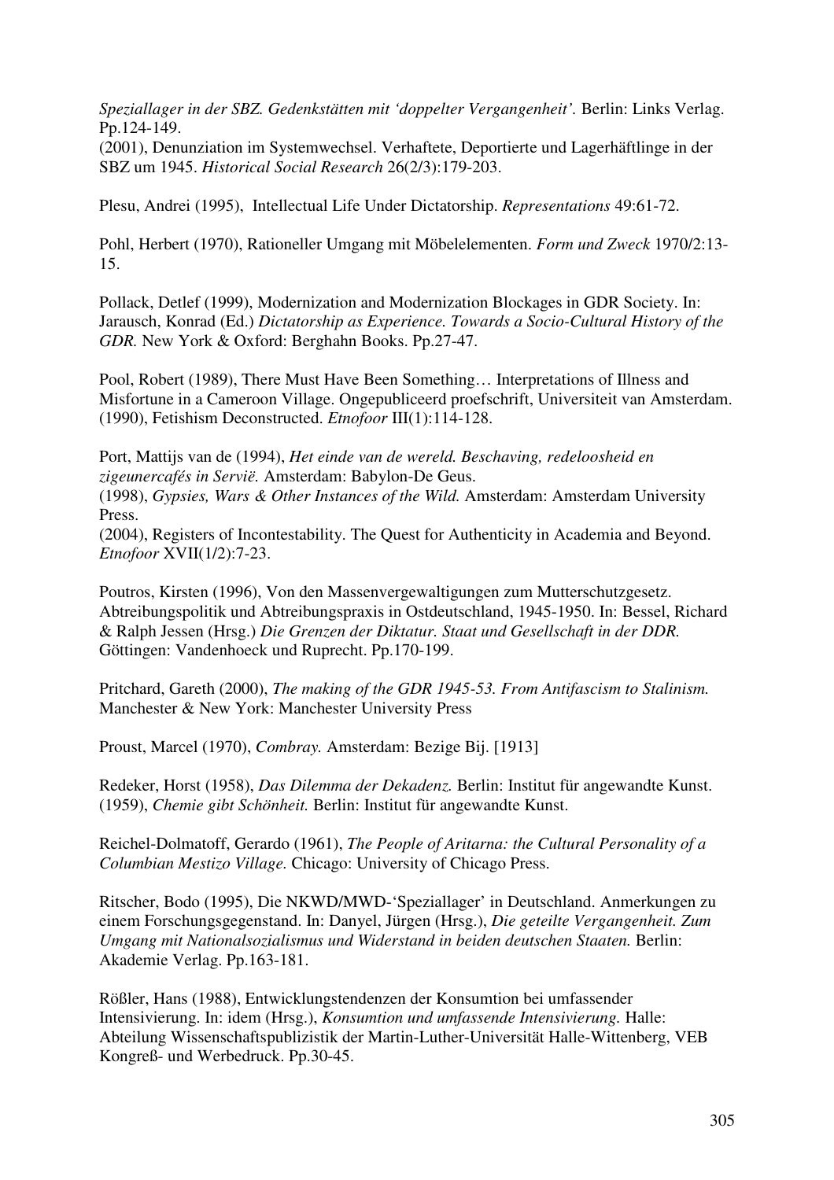*Speziallager in der SBZ. Gedenkstätten mit 'doppelter Vergangenheit'.* Berlin: Links Verlag. Pp.124-149.
(2001), Denunziation im Systemwechsel. Verhaftete, Deportierte und Lagerhäftlinge in der SBZ um 1945. *Historical Social Research* 26(2/3):179-203.

Plesu, Andrei (1995), Intellectual Life Under Dictatorship. *Representations* 49:61-72.

Pohl, Herbert (1970), Rationeller Umgang mit Möbelelementen. *Form und Zweck* 1970/2:13-15.

Pollack, Detlef (1999), Modernization and Modernization Blockages in GDR Society. In: Jarausch, Konrad (Ed.) *Dictatorship as Experience. Towards a Socio-Cultural History of the GDR.* New York & Oxford: Berghahn Books. Pp.27-47.

Pool, Robert (1989), There Must Have Been Something… Interpretations of Illness and Misfortune in a Cameroon Village. Ongepubliceerd proefschrift, Universiteit van Amsterdam.
(1990), Fetishism Deconstructed. *Etnofoor* III(1):114-128.

Port, Mattijs van de (1994), *Het einde van de wereld. Beschaving, redeloosheid en zigeunercafés in Servië.* Amsterdam: Babylon-De Geus.
(1998), *Gypsies, Wars & Other Instances of the Wild.* Amsterdam: Amsterdam University Press.
(2004), Registers of Incontestability. The Quest for Authenticity in Academia and Beyond. *Etnofoor* XVII(1/2):7-23.

Poutros, Kirsten (1996), Von den Massenvergewaltigungen zum Mutterschutzgesetz. Abtreibungspolitik und Abtreibungspraxis in Ostdeutschland, 1945-1950. In: Bessel, Richard & Ralph Jessen (Hrsg.) *Die Grenzen der Diktatur. Staat und Gesellschaft in der DDR.* Göttingen: Vandenhoeck und Ruprecht. Pp.170-199.

Pritchard, Gareth (2000), *The making of the GDR 1945-53. From Antifascism to Stalinism.* Manchester & New York: Manchester University Press

Proust, Marcel (1970), *Combray.* Amsterdam: Bezige Bij. [1913]

Redeker, Horst (1958), *Das Dilemma der Dekadenz.* Berlin: Institut für angewandte Kunst.
(1959), *Chemie gibt Schönheit.* Berlin: Institut für angewandte Kunst.

Reichel-Dolmatoff, Gerardo (1961), *The People of Aritarna: the Cultural Personality of a Columbian Mestizo Village.* Chicago: University of Chicago Press.

Ritscher, Bodo (1995), Die NKWD/MWD-'Speziallager' in Deutschland. Anmerkungen zu einem Forschungsgegenstand. In: Danyel, Jürgen (Hrsg.), *Die geteilte Vergangenheit. Zum Umgang mit Nationalsozialismus und Widerstand in beiden deutschen Staaten.* Berlin: Akademie Verlag. Pp.163-181.

Rößler, Hans (1988), Entwicklungstendenzen der Konsumtion bei umfassender Intensivierung. In: idem (Hrsg.), *Konsumtion und umfassende Intensivierung.* Halle: Abteilung Wissenschaftspublizistik der Martin-Luther-Universität Halle-Wittenberg, VEB Kongreß- und Werbedruck. Pp.30-45.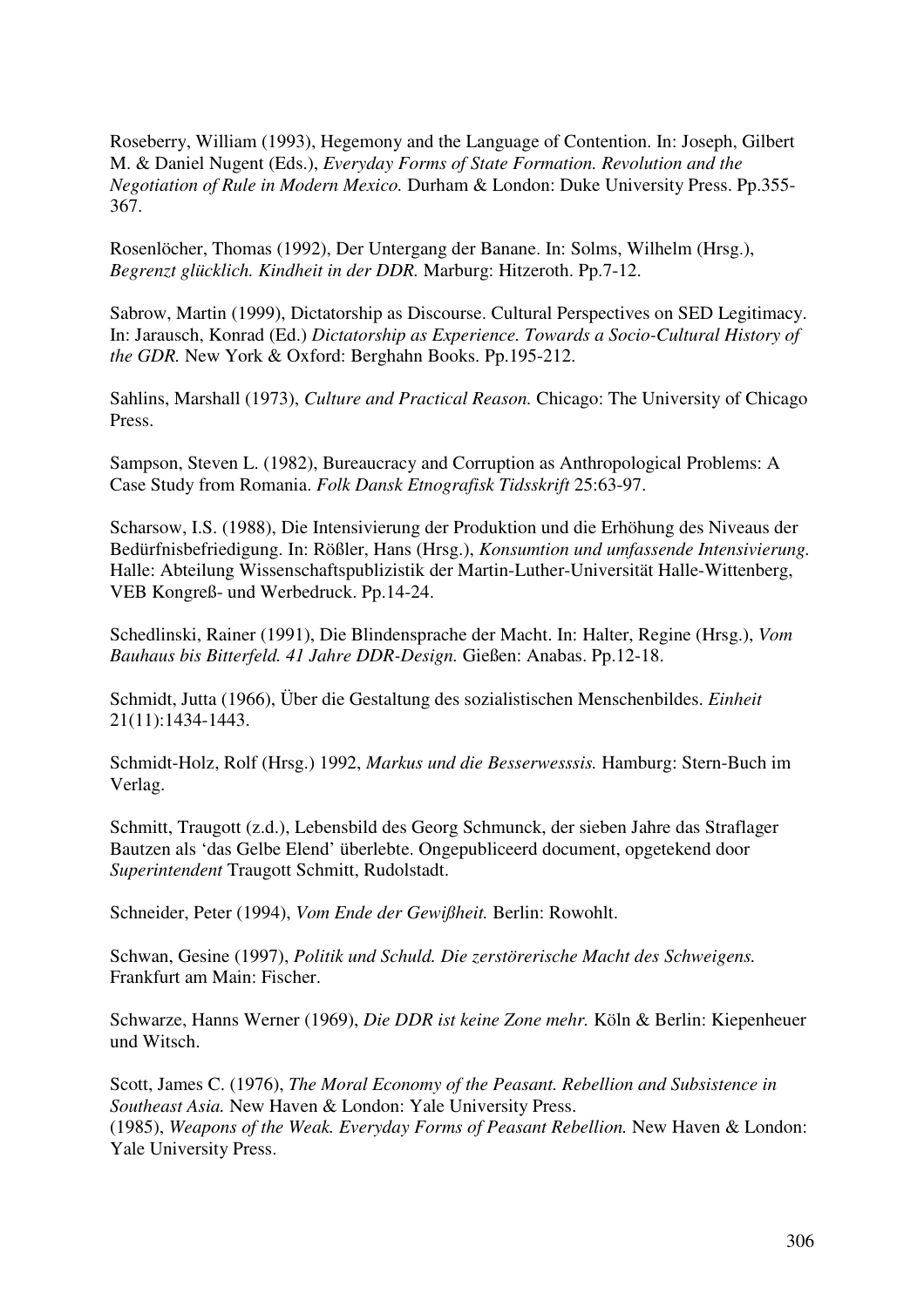Roseberry, William (1993), Hegemony and the Language of Contention. In: Joseph, Gilbert M. & Daniel Nugent (Eds.), *Everyday Forms of State Formation. Revolution and the Negotiation of Rule in Modern Mexico.* Durham & London: Duke University Press. Pp.355-367.

Rosenlöcher, Thomas (1992), Der Untergang der Banane. In: Solms, Wilhelm (Hrsg.), *Begrenzt glücklich. Kindheit in der DDR.* Marburg: Hitzeroth. Pp.7-12.

Sabrow, Martin (1999), Dictatorship as Discourse. Cultural Perspectives on SED Legitimacy. In: Jarausch, Konrad (Ed.) *Dictatorship as Experience. Towards a Socio-Cultural History of the GDR.* New York & Oxford: Berghahn Books. Pp.195-212.

Sahlins, Marshall (1973), *Culture and Practical Reason.* Chicago: The University of Chicago Press.

Sampson, Steven L. (1982), Bureaucracy and Corruption as Anthropological Problems: A Case Study from Romania. *Folk Dansk Etnografisk Tidsskrift* 25:63-97.

Scharsow, I.S. (1988), Die Intensivierung der Produktion und die Erhöhung des Niveaus der Bedürfnisbefriedigung. In: Rößler, Hans (Hrsg.), *Konsumtion und umfassende Intensivierung.* Halle: Abteilung Wissenschaftspublizistik der Martin-Luther-Universität Halle-Wittenberg, VEB Kongreß- und Werbedruck. Pp.14-24.

Schedlinski, Rainer (1991), Die Blindensprache der Macht. In: Halter, Regine (Hrsg.), *Vom Bauhaus bis Bitterfeld. 41 Jahre DDR-Design.* Gießen: Anabas. Pp.12-18.

Schmidt, Jutta (1966), Über die Gestaltung des sozialistischen Menschenbildes. *Einheit* 21(11):1434-1443.

Schmidt-Holz, Rolf (Hrsg.) 1992, *Markus und die Besserwesssis.* Hamburg: Stern-Buch im Verlag.

Schmitt, Traugott (z.d.), Lebensbild des Georg Schmunck, der sieben Jahre das Straflager Bautzen als 'das Gelbe Elend' überlebte. Ongepubliceerd document, opgetekend door *Superintendent* Traugott Schmitt, Rudolstadt.

Schneider, Peter (1994), *Vom Ende der Gewißheit.* Berlin: Rowohlt.

Schwan, Gesine (1997), *Politik und Schuld. Die zerstörerische Macht des Schweigens.* Frankfurt am Main: Fischer.

Schwarze, Hanns Werner (1969), *Die DDR ist keine Zone mehr.* Köln & Berlin: Kiepenheuer und Witsch.

Scott, James C. (1976), *The Moral Economy of the Peasant. Rebellion and Subsistence in Southeast Asia.* New Haven & London: Yale University Press.
(1985), *Weapons of the Weak. Everyday Forms of Peasant Rebellion.* New Haven & London: Yale University Press.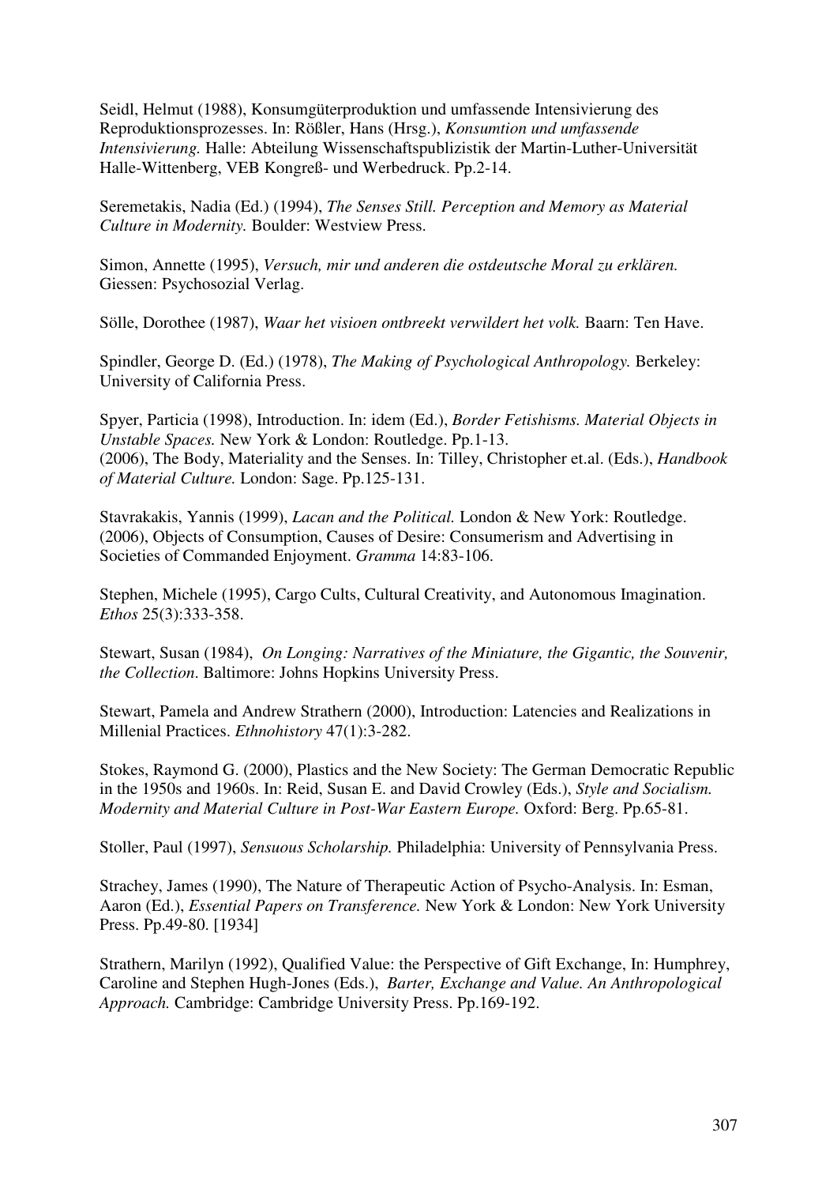Seidl, Helmut (1988), Konsumgüterproduktion und umfassende Intensivierung des Reproduktionsprozesses. In: Rößler, Hans (Hrsg.), *Konsumtion und umfassende Intensivierung.* Halle: Abteilung Wissenschaftspublizistik der Martin-Luther-Universität Halle-Wittenberg, VEB Kongreß- und Werbedruck. Pp.2-14.

Seremetakis, Nadia (Ed.) (1994), *The Senses Still. Perception and Memory as Material Culture in Modernity.* Boulder: Westview Press.

Simon, Annette (1995), *Versuch, mir und anderen die ostdeutsche Moral zu erklären.* Giessen: Psychosozial Verlag.

Sölle, Dorothee (1987), *Waar het visioen ontbreekt verwildert het volk.* Baarn: Ten Have.

Spindler, George D. (Ed.) (1978), *The Making of Psychological Anthropology.* Berkeley: University of California Press.

Spyer, Particia (1998), Introduction. In: idem (Ed.), *Border Fetishisms. Material Objects in Unstable Spaces.* New York & London: Routledge. Pp.1-13.
(2006), The Body, Materiality and the Senses. In: Tilley, Christopher et.al. (Eds.), *Handbook of Material Culture.* London: Sage. Pp.125-131.

Stavrakakis, Yannis (1999), *Lacan and the Political.* London & New York: Routledge.
(2006), Objects of Consumption, Causes of Desire: Consumerism and Advertising in Societies of Commanded Enjoyment. *Gramma* 14:83-106.

Stephen, Michele (1995), Cargo Cults, Cultural Creativity, and Autonomous Imagination. *Ethos* 25(3):333-358.

Stewart, Susan (1984), *On Longing: Narratives of the Miniature, the Gigantic, the Souvenir, the Collection*. Baltimore: Johns Hopkins University Press.

Stewart, Pamela and Andrew Strathern (2000), Introduction: Latencies and Realizations in Millenial Practices. *Ethnohistory* 47(1):3-282.

Stokes, Raymond G. (2000), Plastics and the New Society: The German Democratic Republic in the 1950s and 1960s. In: Reid, Susan E. and David Crowley (Eds.), *Style and Socialism. Modernity and Material Culture in Post-War Eastern Europe.* Oxford: Berg. Pp.65-81.

Stoller, Paul (1997), *Sensuous Scholarship.* Philadelphia: University of Pennsylvania Press.

Strachey, James (1990), The Nature of Therapeutic Action of Psycho-Analysis. In: Esman, Aaron (Ed.), *Essential Papers on Transference.* New York & London: New York University Press. Pp.49-80. [1934]

Strathern, Marilyn (1992), Qualified Value: the Perspective of Gift Exchange, In: Humphrey, Caroline and Stephen Hugh-Jones (Eds.), *Barter, Exchange and Value. An Anthropological Approach.* Cambridge: Cambridge University Press. Pp.169-192.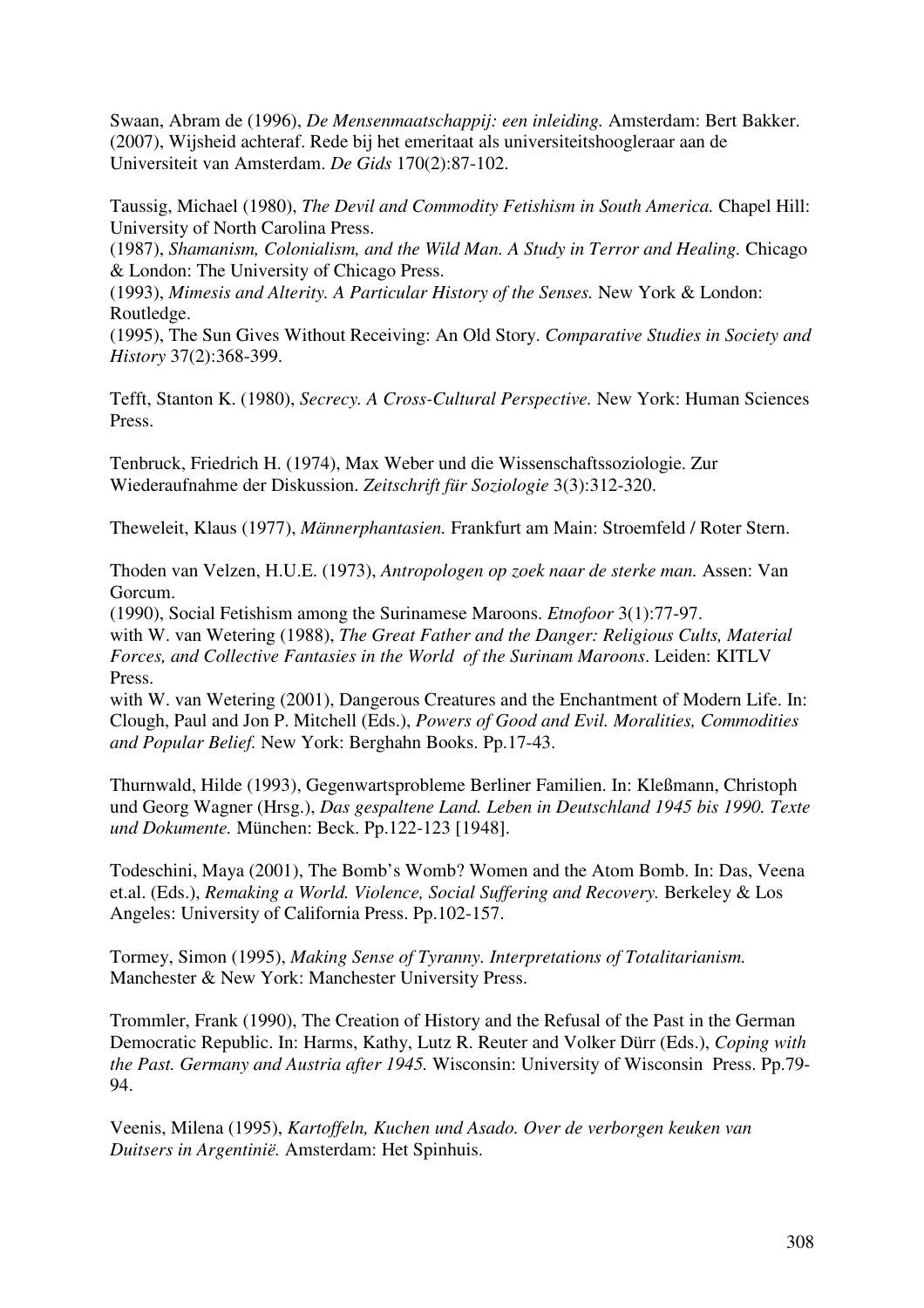Swaan, Abram de (1996), *De Mensenmaatschappij: een inleiding.* Amsterdam: Bert Bakker.
(2007), Wijsheid achteraf. Rede bij het emeritaat als universiteitshoogleraar aan de Universiteit van Amsterdam. *De Gids* 170(2):87-102.

Taussig, Michael (1980), *The Devil and Commodity Fetishism in South America.* Chapel Hill: University of North Carolina Press.
(1987), *Shamanism, Colonialism, and the Wild Man. A Study in Terror and Healing.* Chicago & London: The University of Chicago Press.
(1993), *Mimesis and Alterity. A Particular History of the Senses.* New York & London: Routledge.
(1995), The Sun Gives Without Receiving: An Old Story. *Comparative Studies in Society and History* 37(2):368-399.

Tefft, Stanton K. (1980), *Secrecy. A Cross-Cultural Perspective.* New York: Human Sciences Press.

Tenbruck, Friedrich H. (1974), Max Weber und die Wissenschaftssoziologie. Zur Wiederaufnahme der Diskussion. *Zeitschrift für Soziologie* 3(3):312-320.

Theweleit, Klaus (1977), *Männerphantasien.* Frankfurt am Main: Stroemfeld / Roter Stern.

Thoden van Velzen, H.U.E. (1973), *Antropologen op zoek naar de sterke man.* Assen: Van Gorcum.
(1990), Social Fetishism among the Surinamese Maroons. *Etnofoor* 3(1):77-97.
with W. van Wetering (1988), *The Great Father and the Danger: Religious Cults, Material Forces, and Collective Fantasies in the World of the Surinam Maroons*. Leiden: KITLV Press.
with W. van Wetering (2001), Dangerous Creatures and the Enchantment of Modern Life. In: Clough, Paul and Jon P. Mitchell (Eds.), *Powers of Good and Evil. Moralities, Commodities and Popular Belief.* New York: Berghahn Books. Pp.17-43.

Thurnwald, Hilde (1993), Gegenwartsprobleme Berliner Familien. In: Kleßmann, Christoph und Georg Wagner (Hrsg.), *Das gespaltene Land. Leben in Deutschland 1945 bis 1990. Texte und Dokumente.* München: Beck. Pp.122-123 [1948].

Todeschini, Maya (2001), The Bomb's Womb? Women and the Atom Bomb. In: Das, Veena et.al. (Eds.), *Remaking a World. Violence, Social Suffering and Recovery.* Berkeley & Los Angeles: University of California Press. Pp.102-157.

Tormey, Simon (1995), *Making Sense of Tyranny. Interpretations of Totalitarianism.* Manchester & New York: Manchester University Press.

Trommler, Frank (1990), The Creation of History and the Refusal of the Past in the German Democratic Republic. In: Harms, Kathy, Lutz R. Reuter and Volker Dürr (Eds.), *Coping with the Past. Germany and Austria after 1945.* Wisconsin: University of Wisconsin Press. Pp.79-94.

Veenis, Milena (1995), *Kartoffeln, Kuchen und Asado. Over de verborgen keuken van Duitsers in Argentinië.* Amsterdam: Het Spinhuis.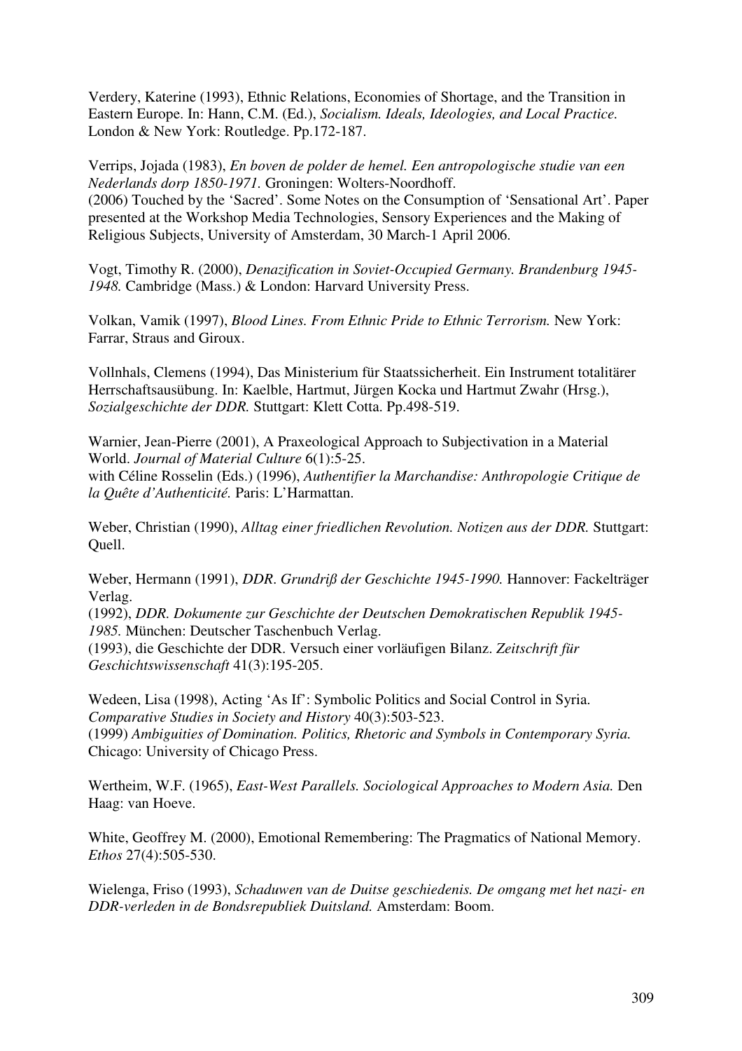Verdery, Katerine (1993), Ethnic Relations, Economies of Shortage, and the Transition in Eastern Europe. In: Hann, C.M. (Ed.), *Socialism. Ideals, Ideologies, and Local Practice.* London & New York: Routledge. Pp.172-187.

Verrips, Jojada (1983), *En boven de polder de hemel. Een antropologische studie van een Nederlands dorp 1850-1971.* Groningen: Wolters-Noordhoff.
(2006) Touched by the 'Sacred'. Some Notes on the Consumption of 'Sensational Art'. Paper presented at the Workshop Media Technologies, Sensory Experiences and the Making of Religious Subjects, University of Amsterdam, 30 March-1 April 2006.

Vogt, Timothy R. (2000), *Denazification in Soviet-Occupied Germany. Brandenburg 1945-1948.* Cambridge (Mass.) & London: Harvard University Press.

Volkan, Vamik (1997), *Blood Lines. From Ethnic Pride to Ethnic Terrorism.* New York: Farrar, Straus and Giroux.

Vollnhals, Clemens (1994), Das Ministerium für Staatssicherheit. Ein Instrument totalitärer Herrschaftsausübung. In: Kaelble, Hartmut, Jürgen Kocka und Hartmut Zwahr (Hrsg.), *Sozialgeschichte der DDR.* Stuttgart: Klett Cotta. Pp.498-519.

Warnier, Jean-Pierre (2001), A Praxeological Approach to Subjectivation in a Material World. *Journal of Material Culture* 6(1):5-25.
with Céline Rosselin (Eds.) (1996), *Authentifier la Marchandise: Anthropologie Critique de la Quête d'Authenticité.* Paris: L'Harmattan.

Weber, Christian (1990), *Alltag einer friedlichen Revolution. Notizen aus der DDR.* Stuttgart: Quell.

Weber, Hermann (1991), *DDR. Grundriß der Geschichte 1945-1990.* Hannover: Fackelträger Verlag.
(1992), *DDR. Dokumente zur Geschichte der Deutschen Demokratischen Republik 1945-1985.* München: Deutscher Taschenbuch Verlag.
(1993), die Geschichte der DDR. Versuch einer vorläufigen Bilanz. *Zeitschrift für Geschichtswissenschaft* 41(3):195-205.

Wedeen, Lisa (1998), Acting 'As If': Symbolic Politics and Social Control in Syria. *Comparative Studies in Society and History* 40(3):503-523.
(1999) *Ambiguities of Domination. Politics, Rhetoric and Symbols in Contemporary Syria.* Chicago: University of Chicago Press.

Wertheim, W.F. (1965), *East-West Parallels. Sociological Approaches to Modern Asia.* Den Haag: van Hoeve.

White, Geoffrey M. (2000), Emotional Remembering: The Pragmatics of National Memory. *Ethos* 27(4):505-530.

Wielenga, Friso (1993), *Schaduwen van de Duitse geschiedenis. De omgang met het nazi- en DDR-verleden in de Bondsrepubliek Duitsland.* Amsterdam: Boom.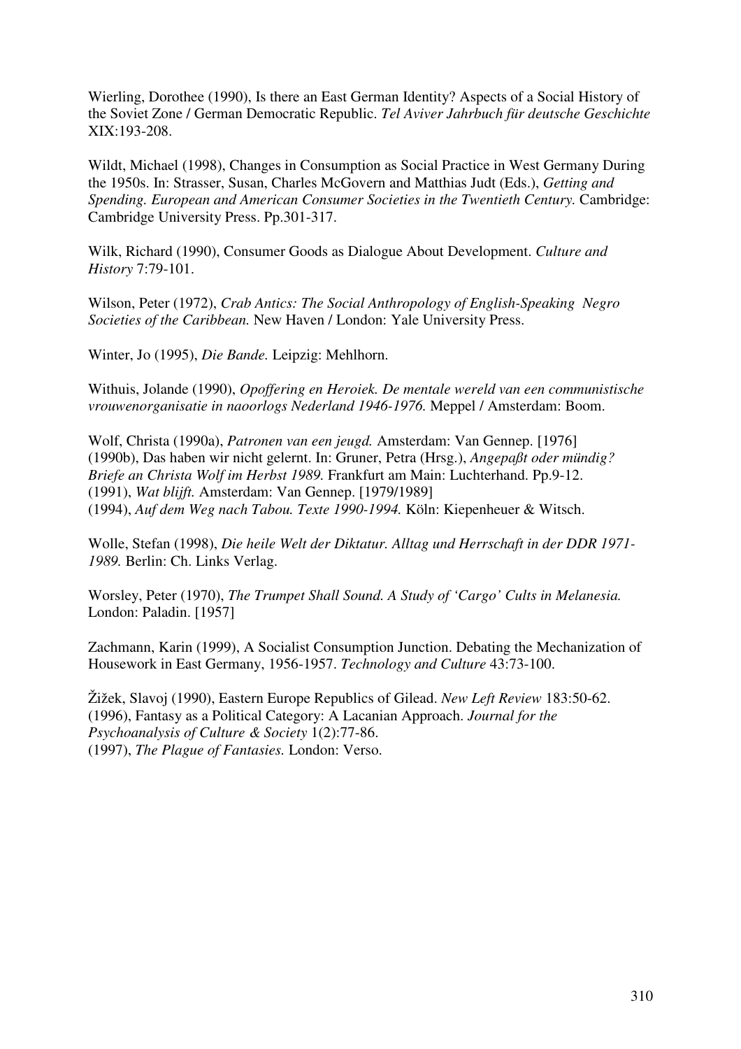Wierling, Dorothee (1990), Is there an East German Identity? Aspects of a Social History of the Soviet Zone / German Democratic Republic. *Tel Aviver Jahrbuch für deutsche Geschichte* XIX:193-208.

Wildt, Michael (1998), Changes in Consumption as Social Practice in West Germany During the 1950s. In: Strasser, Susan, Charles McGovern and Matthias Judt (Eds.), *Getting and Spending. European and American Consumer Societies in the Twentieth Century.* Cambridge: Cambridge University Press. Pp.301-317.

Wilk, Richard (1990), Consumer Goods as Dialogue About Development. *Culture and History* 7:79-101.

Wilson, Peter (1972), *Crab Antics: The Social Anthropology of English-Speaking Negro Societies of the Caribbean.* New Haven / London: Yale University Press.

Winter, Jo (1995), *Die Bande.* Leipzig: Mehlhorn.

Withuis, Jolande (1990), *Opoffering en Heroiek. De mentale wereld van een communistische vrouwenorganisatie in naoorlogs Nederland 1946-1976.* Meppel / Amsterdam: Boom.

Wolf, Christa (1990a), *Patronen van een jeugd.* Amsterdam: Van Gennep. [1976]
(1990b), Das haben wir nicht gelernt. In: Gruner, Petra (Hrsg.), *Angepaßt oder mündig? Briefe an Christa Wolf im Herbst 1989.* Frankfurt am Main: Luchterhand. Pp.9-12.
(1991), *Wat blijft.* Amsterdam: Van Gennep. [1979/1989]
(1994), *Auf dem Weg nach Tabou. Texte 1990-1994.* Köln: Kiepenheuer & Witsch.

Wolle, Stefan (1998), *Die heile Welt der Diktatur. Alltag und Herrschaft in der DDR 1971-1989.* Berlin: Ch. Links Verlag.

Worsley, Peter (1970), *The Trumpet Shall Sound. A Study of 'Cargo' Cults in Melanesia.* London: Paladin. [1957]

Zachmann, Karin (1999), A Socialist Consumption Junction. Debating the Mechanization of Housework in East Germany, 1956-1957. *Technology and Culture* 43:73-100.

Žižek, Slavoj (1990), Eastern Europe Republics of Gilead. *New Left Review* 183:50-62.
(1996), Fantasy as a Political Category: A Lacanian Approach. *Journal for the Psychoanalysis of Culture & Society* 1(2):77-86.
(1997), *The Plague of Fantasies.* London: Verso.